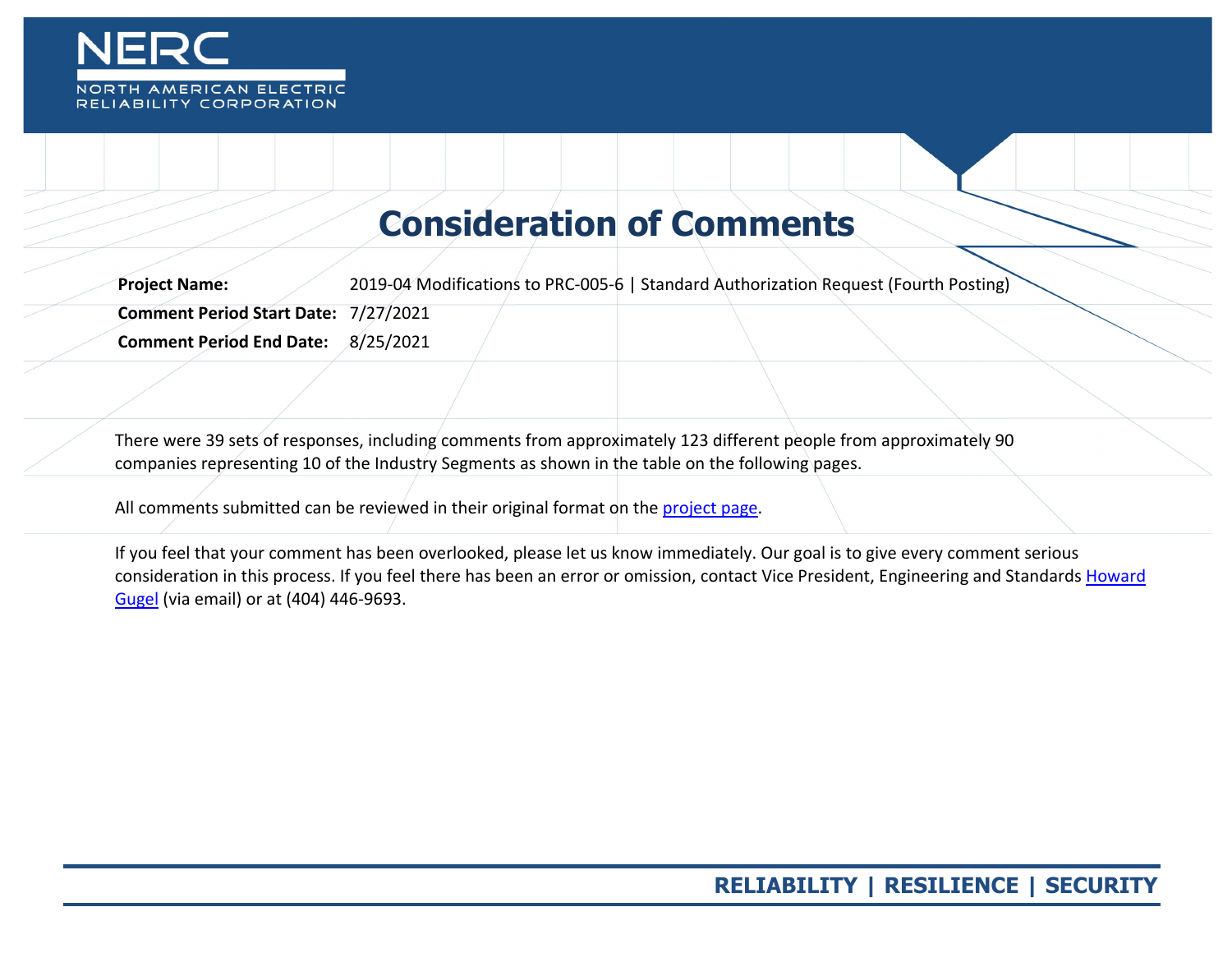# Consideration of Comments

| | |
|---|---|
| **Project Name:** | 2019-04 Modifications to PRC-005-6 \| Standard Authorization Request (Fourth Posting) |
| **Comment Period Start Date:** | 7/27/2021 |
| **Comment Period End Date:** | 8/25/2021 |

There were 39 sets of responses, including comments from approximately 123 different people from approximately 90 companies representing 10 of the Industry Segments as shown in the table on the following pages.

All comments submitted can be reviewed in their original format on the [project page](project page).

If you feel that your comment has been overlooked, please let us know immediately. Our goal is to give every comment serious consideration in this process. If you feel there has been an error or omission, contact Vice President, Engineering and Standards [Howard Gugel](Howard Gugel) (via email) or at (404) 446-9693.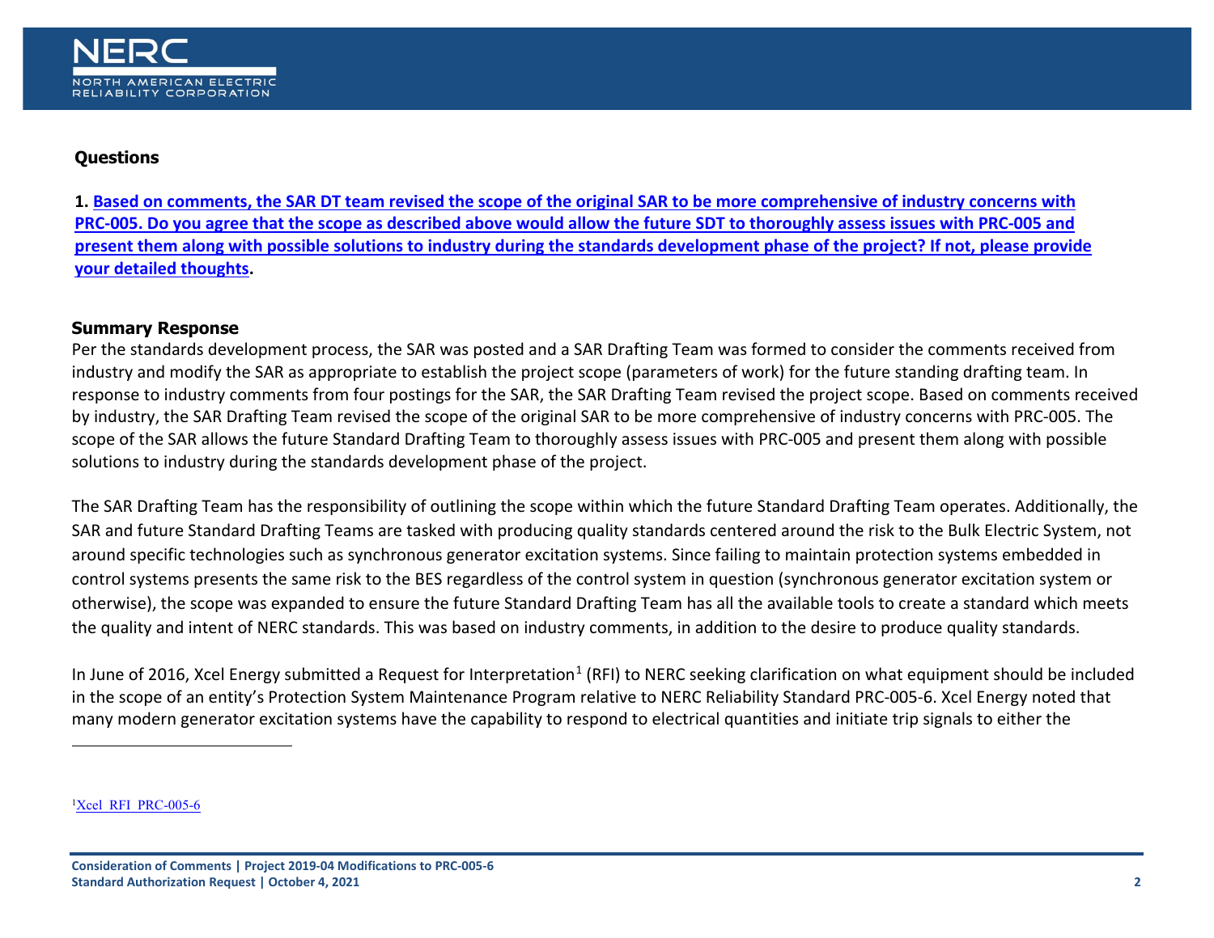## Questions

**1. Based on comments, the SAR DT team revised the scope of the original SAR to be more comprehensive of industry concerns with PRC-005. Do you agree that the scope as described above would allow the future SDT to thoroughly assess issues with PRC-005 and present them along with possible solutions to industry during the standards development phase of the project? If not, please provide your detailed thoughts.**

### Summary Response

Per the standards development process, the SAR was posted and a SAR Drafting Team was formed to consider the comments received from industry and modify the SAR as appropriate to establish the project scope (parameters of work) for the future standing drafting team. In response to industry comments from four postings for the SAR, the SAR Drafting Team revised the project scope. Based on comments received by industry, the SAR Drafting Team revised the scope of the original SAR to be more comprehensive of industry concerns with PRC-005. The scope of the SAR allows the future Standard Drafting Team to thoroughly assess issues with PRC-005 and present them along with possible solutions to industry during the standards development phase of the project.

The SAR Drafting Team has the responsibility of outlining the scope within which the future Standard Drafting Team operates. Additionally, the SAR and future Standard Drafting Teams are tasked with producing quality standards centered around the risk to the Bulk Electric System, not around specific technologies such as synchronous generator excitation systems. Since failing to maintain protection systems embedded in control systems presents the same risk to the BES regardless of the control system in question (synchronous generator excitation system or otherwise), the scope was expanded to ensure the future Standard Drafting Team has all the available tools to create a standard which meets the quality and intent of NERC standards. This was based on industry comments, in addition to the desire to produce quality standards.

In June of 2016, Xcel Energy submitted a Request for Interpretation[1] (RFI) to NERC seeking clarification on what equipment should be included in the scope of an entity's Protection System Maintenance Program relative to NERC Reliability Standard PRC-005-6. Xcel Energy noted that many modern generator excitation systems have the capability to respond to electrical quantities and initiate trip signals to either the

[1] Xcel RFI PRC-005-6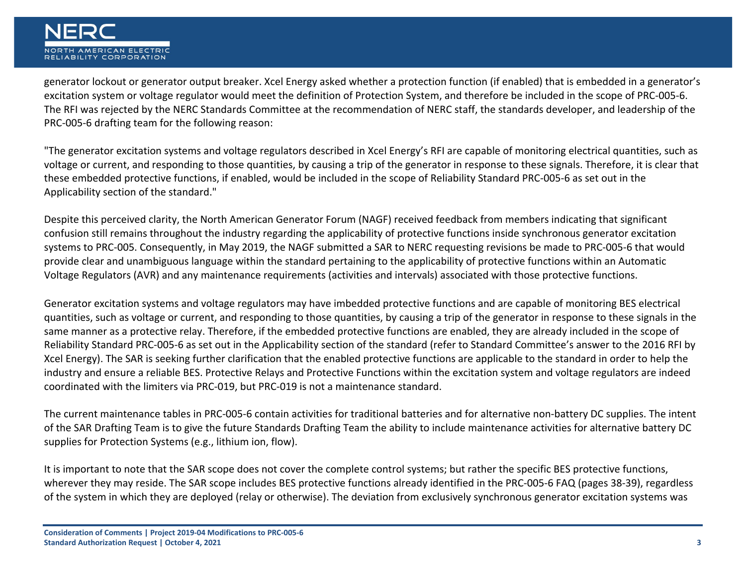generator lockout or generator output breaker. Xcel Energy asked whether a protection function (if enabled) that is embedded in a generator's excitation system or voltage regulator would meet the definition of Protection System, and therefore be included in the scope of PRC-005-6. The RFI was rejected by the NERC Standards Committee at the recommendation of NERC staff, the standards developer, and leadership of the PRC-005-6 drafting team for the following reason:

"The generator excitation systems and voltage regulators described in Xcel Energy's RFI are capable of monitoring electrical quantities, such as voltage or current, and responding to those quantities, by causing a trip of the generator in response to these signals. Therefore, it is clear that these embedded protective functions, if enabled, would be included in the scope of Reliability Standard PRC-005-6 as set out in the Applicability section of the standard."

Despite this perceived clarity, the North American Generator Forum (NAGF) received feedback from members indicating that significant confusion still remains throughout the industry regarding the applicability of protective functions inside synchronous generator excitation systems to PRC-005. Consequently, in May 2019, the NAGF submitted a SAR to NERC requesting revisions be made to PRC-005-6 that would provide clear and unambiguous language within the standard pertaining to the applicability of protective functions within an Automatic Voltage Regulators (AVR) and any maintenance requirements (activities and intervals) associated with those protective functions.

Generator excitation systems and voltage regulators may have imbedded protective functions and are capable of monitoring BES electrical quantities, such as voltage or current, and responding to those quantities, by causing a trip of the generator in response to these signals in the same manner as a protective relay. Therefore, if the embedded protective functions are enabled, they are already included in the scope of Reliability Standard PRC-005-6 as set out in the Applicability section of the standard (refer to Standard Committee's answer to the 2016 RFI by Xcel Energy). The SAR is seeking further clarification that the enabled protective functions are applicable to the standard in order to help the industry and ensure a reliable BES. Protective Relays and Protective Functions within the excitation system and voltage regulators are indeed coordinated with the limiters via PRC-019, but PRC-019 is not a maintenance standard.

The current maintenance tables in PRC-005-6 contain activities for traditional batteries and for alternative non-battery DC supplies. The intent of the SAR Drafting Team is to give the future Standards Drafting Team the ability to include maintenance activities for alternative battery DC supplies for Protection Systems (e.g., lithium ion, flow).

It is important to note that the SAR scope does not cover the complete control systems; but rather the specific BES protective functions, wherever they may reside. The SAR scope includes BES protective functions already identified in the PRC-005-6 FAQ (pages 38-39), regardless of the system in which they are deployed (relay or otherwise). The deviation from exclusively synchronous generator excitation systems was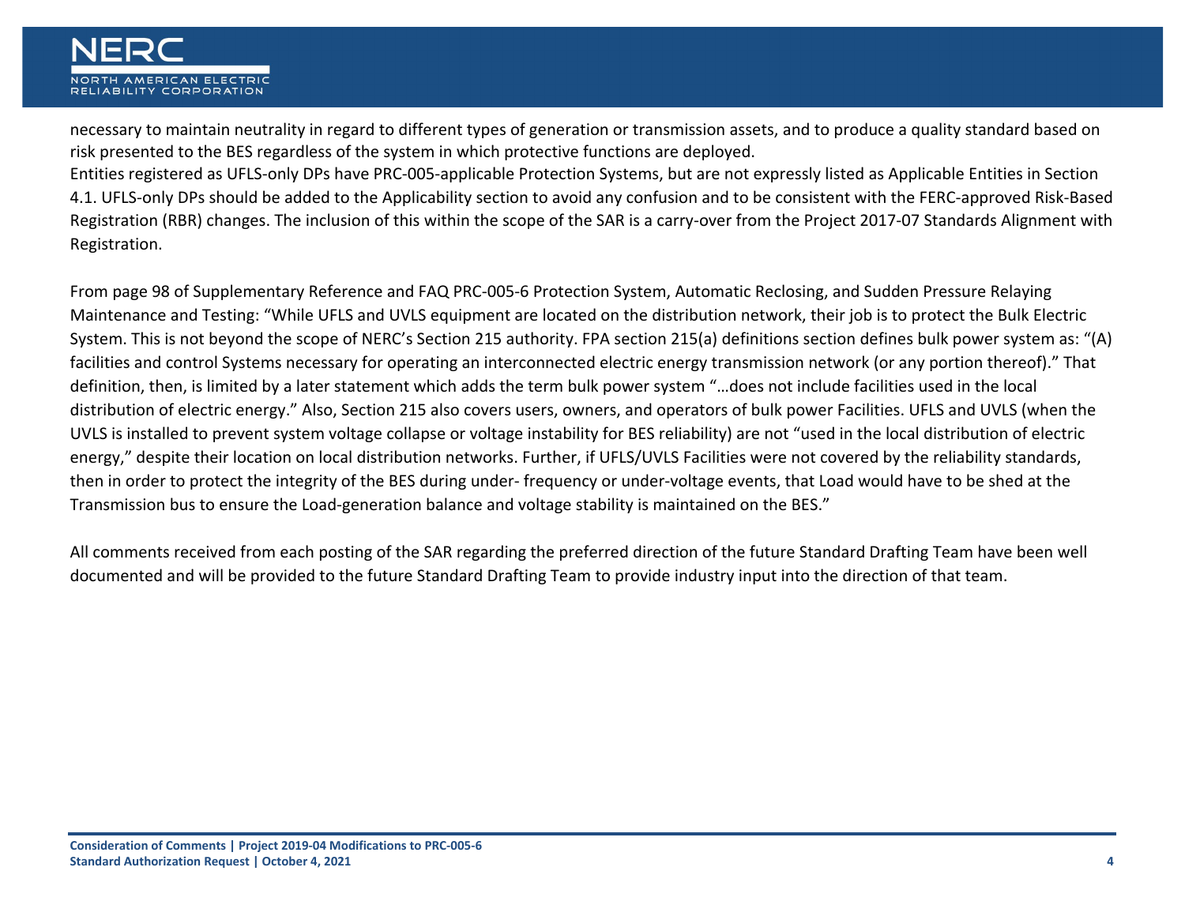necessary to maintain neutrality in regard to different types of generation or transmission assets, and to produce a quality standard based on risk presented to the BES regardless of the system in which protective functions are deployed.

Entities registered as UFLS-only DPs have PRC-005-applicable Protection Systems, but are not expressly listed as Applicable Entities in Section 4.1. UFLS-only DPs should be added to the Applicability section to avoid any confusion and to be consistent with the FERC-approved Risk-Based Registration (RBR) changes. The inclusion of this within the scope of the SAR is a carry-over from the Project 2017-07 Standards Alignment with Registration.

From page 98 of Supplementary Reference and FAQ PRC-005-6 Protection System, Automatic Reclosing, and Sudden Pressure Relaying Maintenance and Testing: "While UFLS and UVLS equipment are located on the distribution network, their job is to protect the Bulk Electric System. This is not beyond the scope of NERC's Section 215 authority. FPA section 215(a) definitions section defines bulk power system as: "(A) facilities and control Systems necessary for operating an interconnected electric energy transmission network (or any portion thereof)." That definition, then, is limited by a later statement which adds the term bulk power system "…does not include facilities used in the local distribution of electric energy." Also, Section 215 also covers users, owners, and operators of bulk power Facilities. UFLS and UVLS (when the UVLS is installed to prevent system voltage collapse or voltage instability for BES reliability) are not "used in the local distribution of electric energy," despite their location on local distribution networks. Further, if UFLS/UVLS Facilities were not covered by the reliability standards, then in order to protect the integrity of the BES during under- frequency or under-voltage events, that Load would have to be shed at the Transmission bus to ensure the Load-generation balance and voltage stability is maintained on the BES."

All comments received from each posting of the SAR regarding the preferred direction of the future Standard Drafting Team have been well documented and will be provided to the future Standard Drafting Team to provide industry input into the direction of that team.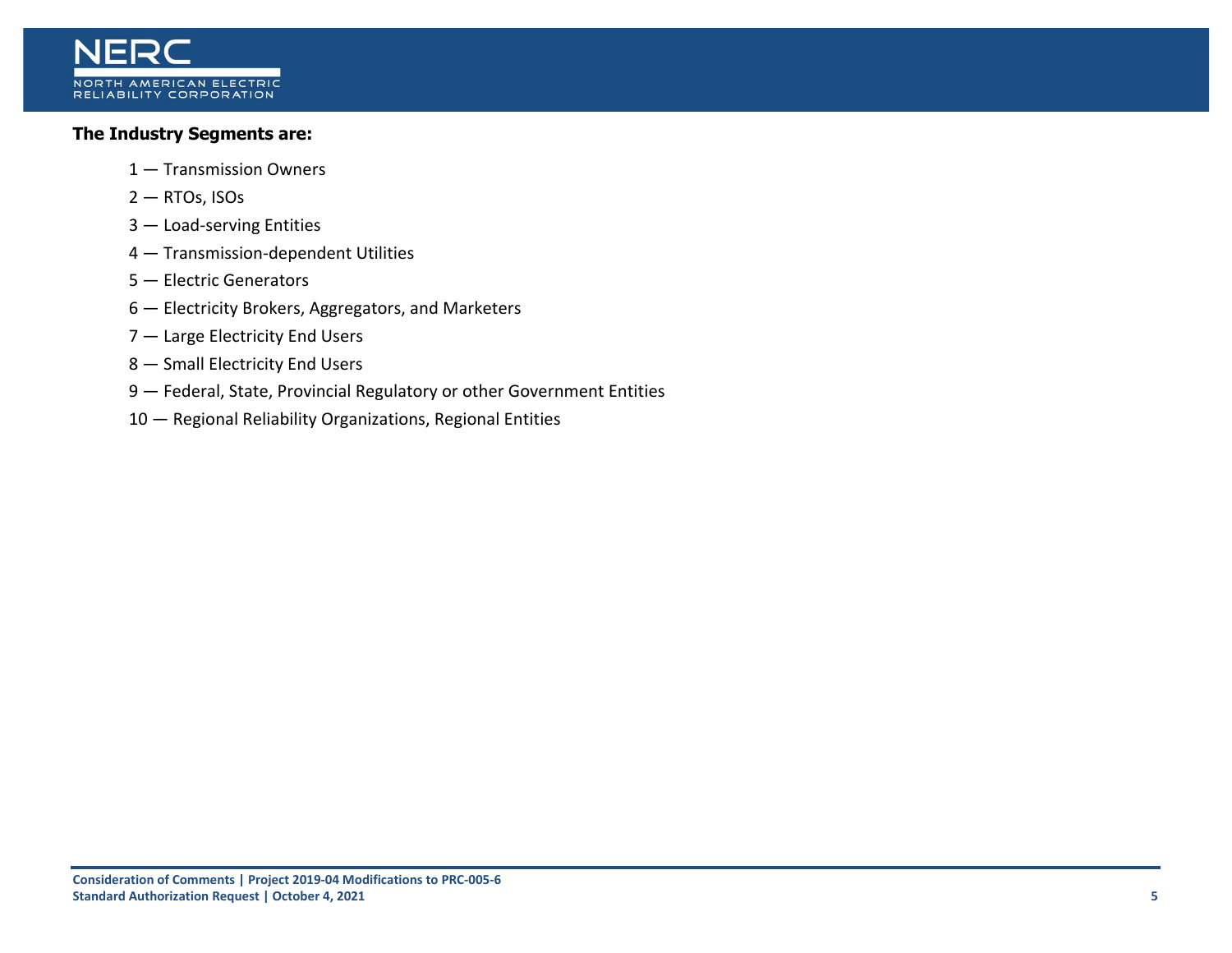**The Industry Segments are:**

1 — Transmission Owners

2 — RTOs, ISOs

3 — Load-serving Entities

4 — Transmission-dependent Utilities

5 — Electric Generators

6 — Electricity Brokers, Aggregators, and Marketers

7 — Large Electricity End Users

8 — Small Electricity End Users

9 — Federal, State, Provincial Regulatory or other Government Entities

10 — Regional Reliability Organizations, Regional Entities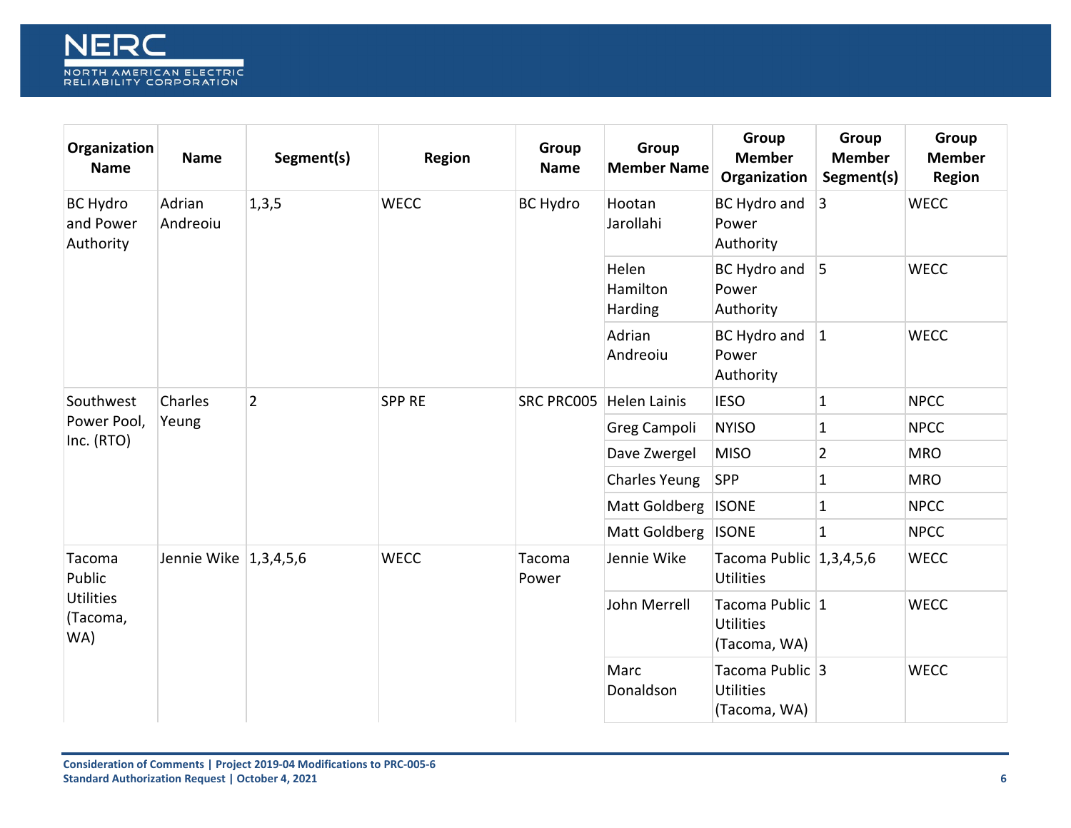| Organization Name | Name | Segment(s) | Region | Group Name | Group Member Name | Group Member Organization | Group Member Segment(s) | Group Member Region |
|---|---|---|---|---|---|---|---|---|
| BC Hydro and Power Authority | Adrian Andreoiu | 1,3,5 | WECC | BC Hydro | Hootan Jarollahi | BC Hydro and Power Authority | 3 | WECC |
| | | | | | Helen Hamilton Harding | BC Hydro and Power Authority | 5 | WECC |
| | | | | | Adrian Andreoiu | BC Hydro and Power Authority | 1 | WECC |
| Southwest Power Pool, Inc. (RTO) | Charles Yeung | 2 | SPP RE | SRC PRC005 | Helen Lainis | IESO | 1 | NPCC |
| | | | | | Greg Campoli | NYISO | 1 | NPCC |
| | | | | | Dave Zwergel | MISO | 2 | MRO |
| | | | | | Charles Yeung | SPP | 1 | MRO |
| | | | | | Matt Goldberg | ISONE | 1 | NPCC |
| | | | | | Matt Goldberg | ISONE | 1 | NPCC |
| Tacoma Public Utilities (Tacoma, WA) | Jennie Wike | 1,3,4,5,6 | WECC | Tacoma Power | Jennie Wike | Tacoma Public Utilities | 1,3,4,5,6 | WECC |
| | | | | | John Merrell | Tacoma Public Utilities (Tacoma, WA) | 1 | WECC |
| | | | | | Marc Donaldson | Tacoma Public Utilities (Tacoma, WA) | 3 | WECC |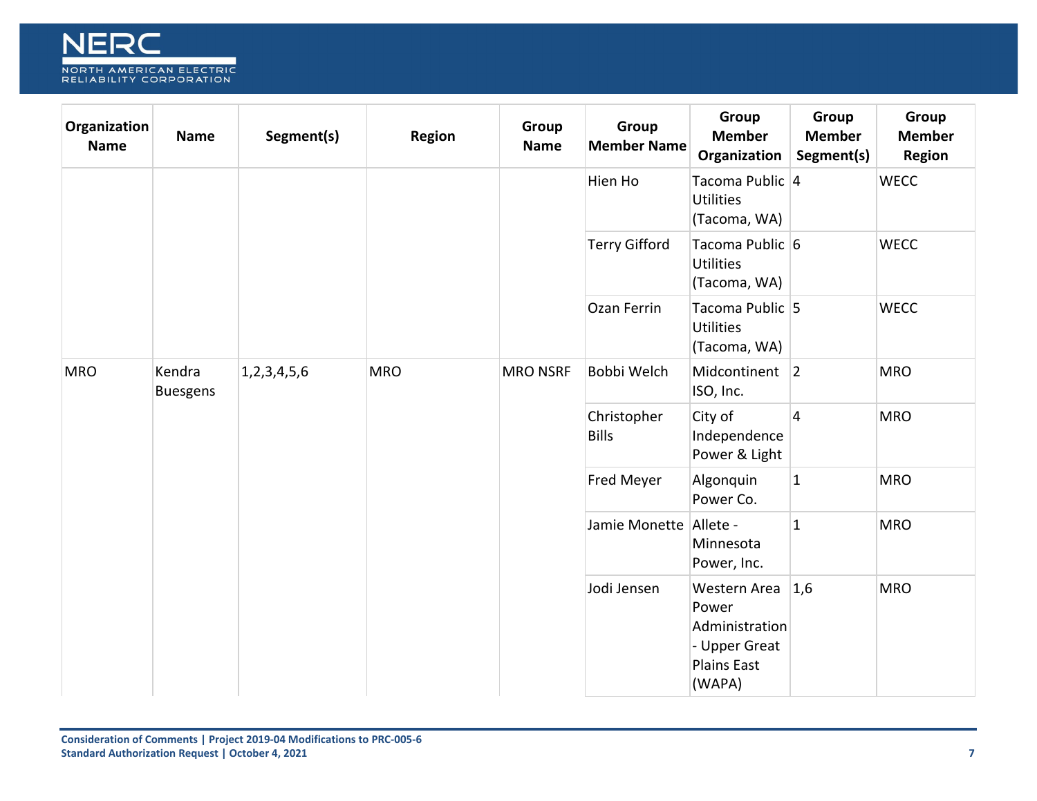| Organization Name | Name | Segment(s) | Region | Group Name | Group Member Name | Group Member Organization | Group Member Segment(s) | Group Member Region |
|---|---|---|---|---|---|---|---|---|
| | | | | | Hien Ho | Tacoma Public Utilities (Tacoma, WA) | 4 | WECC |
| | | | | | Terry Gifford | Tacoma Public Utilities (Tacoma, WA) | 6 | WECC |
| | | | | | Ozan Ferrin | Tacoma Public Utilities (Tacoma, WA) | 5 | WECC |
| MRO | Kendra Buesgens | 1,2,3,4,5,6 | MRO | MRO NSRF | Bobbi Welch | Midcontinent ISO, Inc. | 2 | MRO |
| | | | | | Christopher Bills | City of Independence Power & Light | 4 | MRO |
| | | | | | Fred Meyer | Algonquin Power Co. | 1 | MRO |
| | | | | | Jamie Monette | Allete - Minnesota Power, Inc. | 1 | MRO |
| | | | | | Jodi Jensen | Western Area Power Administration - Upper Great Plains East (WAPA) | 1,6 | MRO |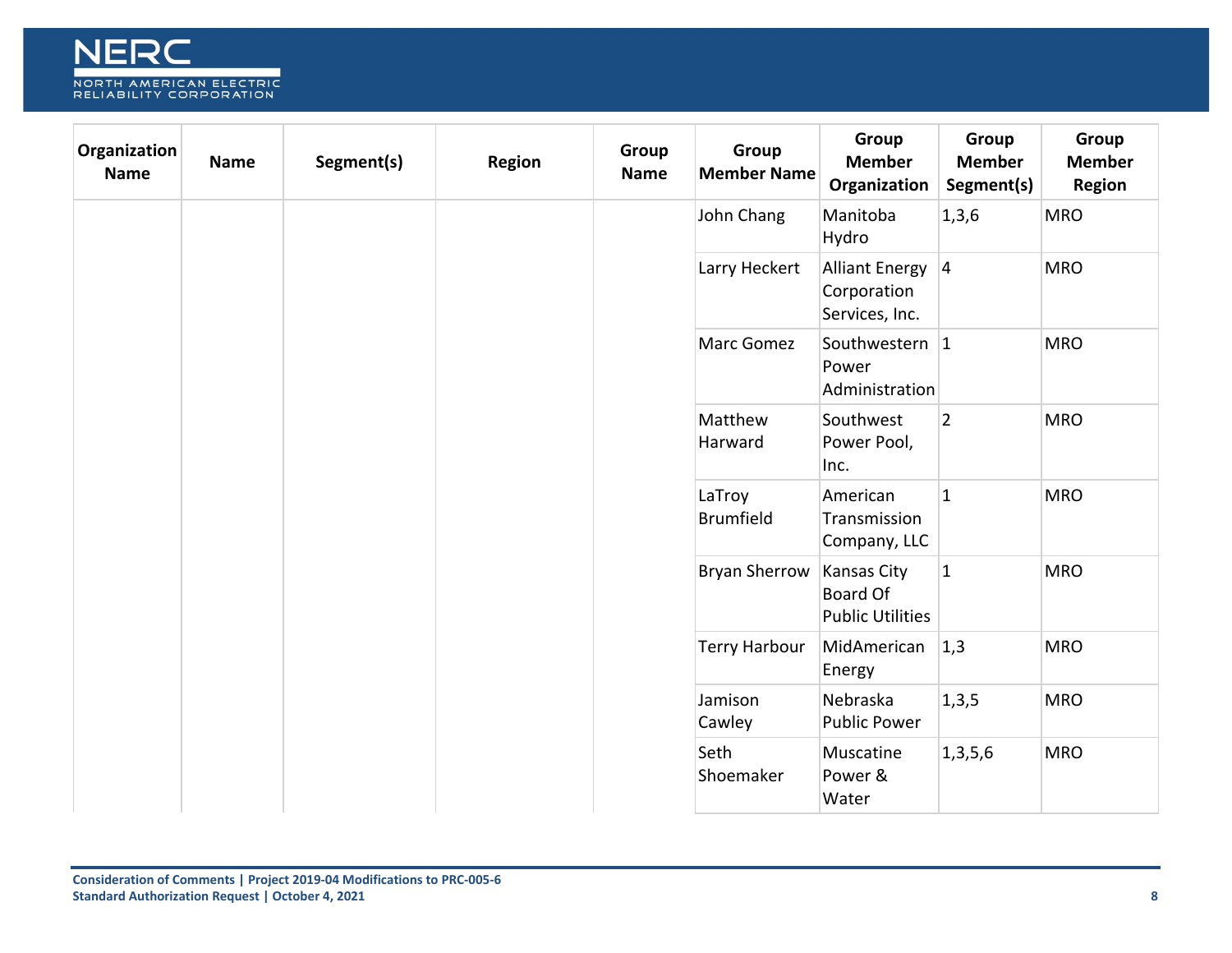| Organization Name | Name | Segment(s) | Region | Group Name | Group Member Name | Group Member Organization | Group Member Segment(s) | Group Member Region |
|---|---|---|---|---|---|---|---|---|
| | | | | | John Chang | Manitoba Hydro | 1,3,6 | MRO |
| | | | | | Larry Heckert | Alliant Energy Corporation Services, Inc. | 4 | MRO |
| | | | | | Marc Gomez | Southwestern Power Administration | 1 | MRO |
| | | | | | Matthew Harward | Southwest Power Pool, Inc. | 2 | MRO |
| | | | | | LaTroy Brumfield | American Transmission Company, LLC | 1 | MRO |
| | | | | | Bryan Sherrow | Kansas City Board Of Public Utilities | 1 | MRO |
| | | | | | Terry Harbour | MidAmerican Energy | 1,3 | MRO |
| | | | | | Jamison Cawley | Nebraska Public Power | 1,3,5 | MRO |
| | | | | | Seth Shoemaker | Muscatine Power & Water | 1,3,5,6 | MRO |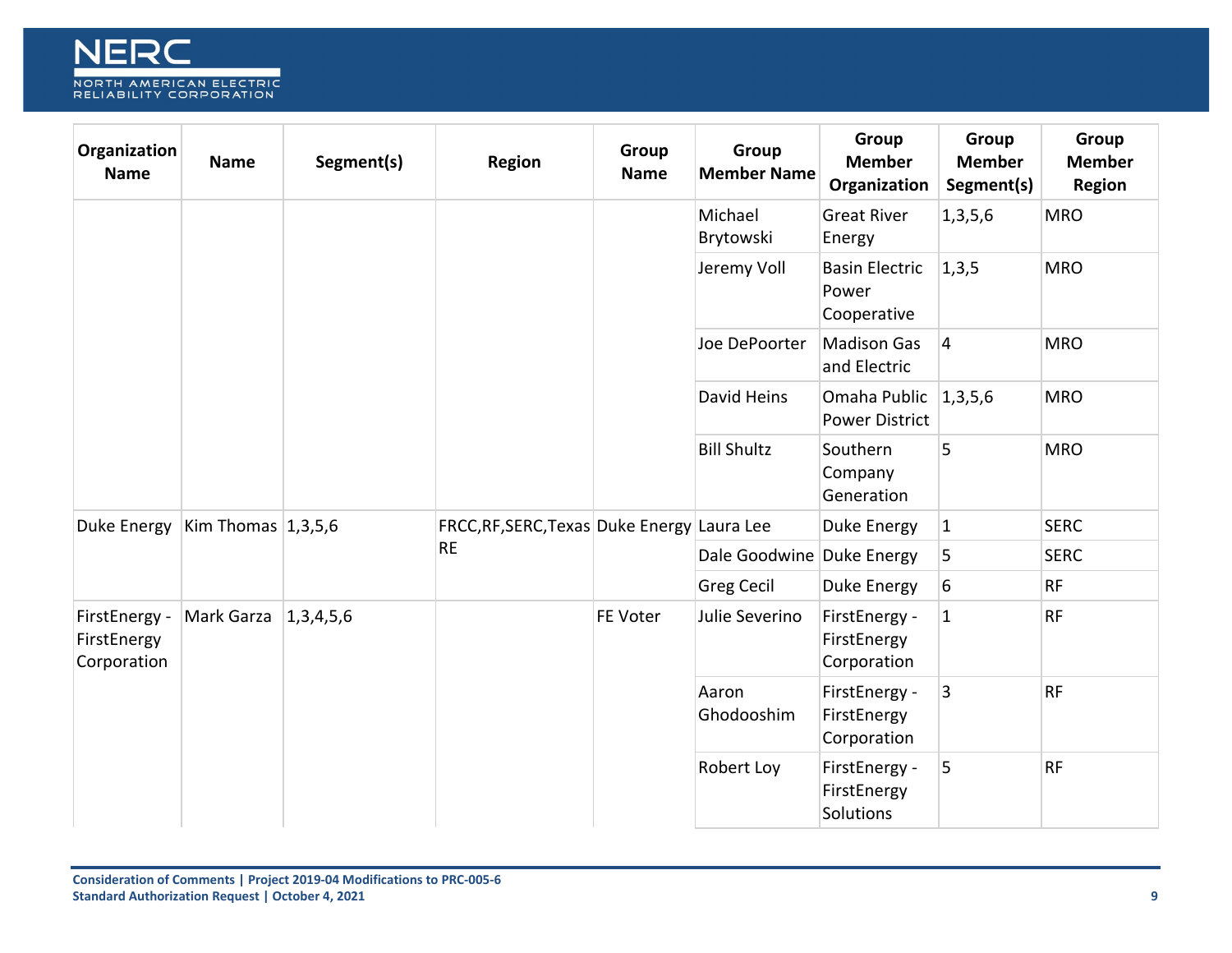| Organization Name | Name | Segment(s) | Region | Group Name | Group Member Name | Group Member Organization | Group Member Segment(s) | Group Member Region |
|---|---|---|---|---|---|---|---|---|
| | | | | | Michael Brytowski | Great River Energy | 1,3,5,6 | MRO |
| | | | | | Jeremy Voll | Basin Electric Power Cooperative | 1,3,5 | MRO |
| | | | | | Joe DePoorter | Madison Gas and Electric | 4 | MRO |
| | | | | | David Heins | Omaha Public Power District | 1,3,5,6 | MRO |
| | | | | | Bill Shultz | Southern Company Generation | 5 | MRO |
| Duke Energy | Kim Thomas | 1,3,5,6 | FRCC,RF,SERC,Texas RE | Duke Energy | Laura Lee | Duke Energy | 1 | SERC |
| | | | | | Dale Goodwine | Duke Energy | 5 | SERC |
| | | | | | Greg Cecil | Duke Energy | 6 | RF |
| FirstEnergy - FirstEnergy Corporation | Mark Garza | 1,3,4,5,6 | | FE Voter | Julie Severino | FirstEnergy - FirstEnergy Corporation | 1 | RF |
| | | | | | Aaron Ghodooshim | FirstEnergy - FirstEnergy Corporation | 3 | RF |
| | | | | | Robert Loy | FirstEnergy - FirstEnergy Solutions | 5 | RF |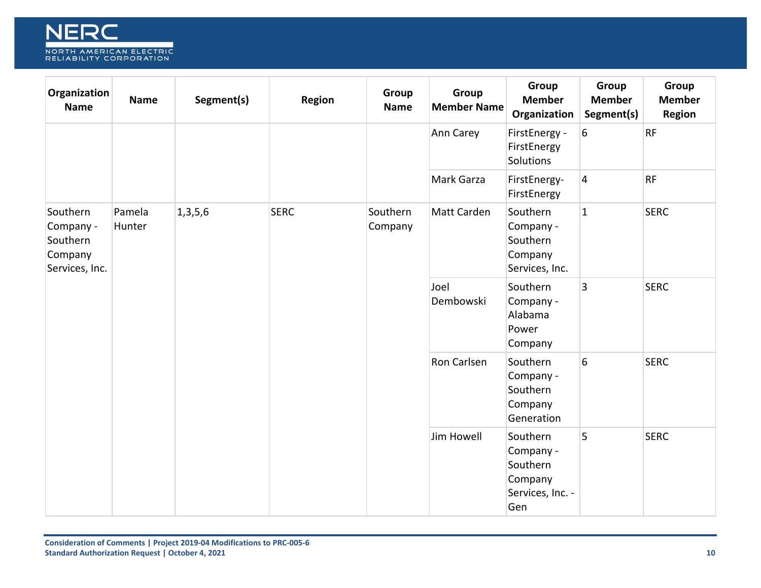| Organization Name | Name | Segment(s) | Region | Group Name | Group Member Name | Group Member Organization | Group Member Segment(s) | Group Member Region |
|---|---|---|---|---|---|---|---|---|
| | | | | | Ann Carey | FirstEnergy - FirstEnergy Solutions | 6 | RF |
| | | | | | Mark Garza | FirstEnergy-FirstEnergy | 4 | RF |
| Southern Company - Southern Company Services, Inc. | Pamela Hunter | 1,3,5,6 | SERC | Southern Company | Matt Carden | Southern Company - Southern Company Services, Inc. | 1 | SERC |
| | | | | | Joel Dembowski | Southern Company - Alabama Power Company | 3 | SERC |
| | | | | | Ron Carlsen | Southern Company - Southern Company Generation | 6 | SERC |
| | | | | | Jim Howell | Southern Company - Southern Company Services, Inc. - Gen | 5 | SERC |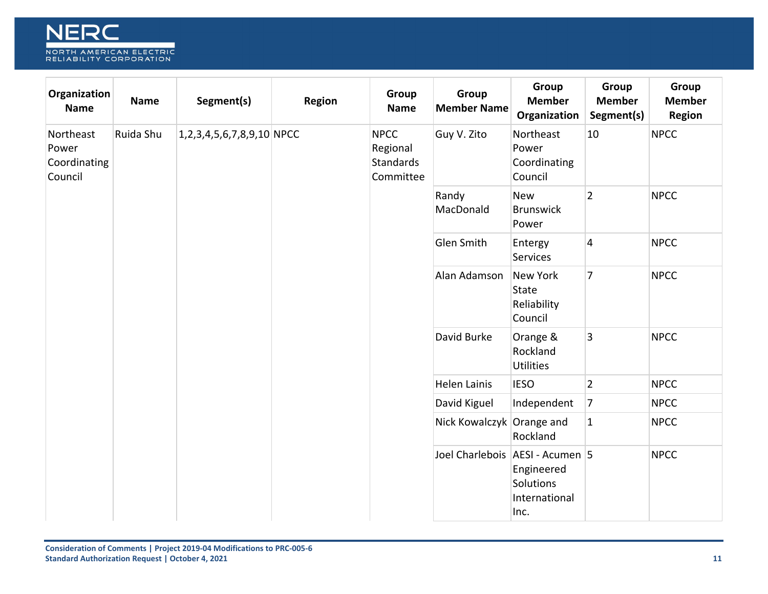| Organization Name | Name | Segment(s) | Region | Group Name | Group Member Name | Group Member Organization | Group Member Segment(s) | Group Member Region |
|---|---|---|---|---|---|---|---|---|
| Northeast Power Coordinating Council | Ruida Shu | 1,2,3,4,5,6,7,8,9,10 | NPCC | NPCC Regional Standards Committee | Guy V. Zito | Northeast Power Coordinating Council | 10 | NPCC |
| | | | | | Randy MacDonald | New Brunswick Power | 2 | NPCC |
| | | | | | Glen Smith | Entergy Services | 4 | NPCC |
| | | | | | Alan Adamson | New York State Reliability Council | 7 | NPCC |
| | | | | | David Burke | Orange & Rockland Utilities | 3 | NPCC |
| | | | | | Helen Lainis | IESO | 2 | NPCC |
| | | | | | David Kiguel | Independent | 7 | NPCC |
| | | | | | Nick Kowalczyk | Orange and Rockland | 1 | NPCC |
| | | | | | Joel Charlebois | AESI - Acumen Engineered Solutions International Inc. | 5 | NPCC |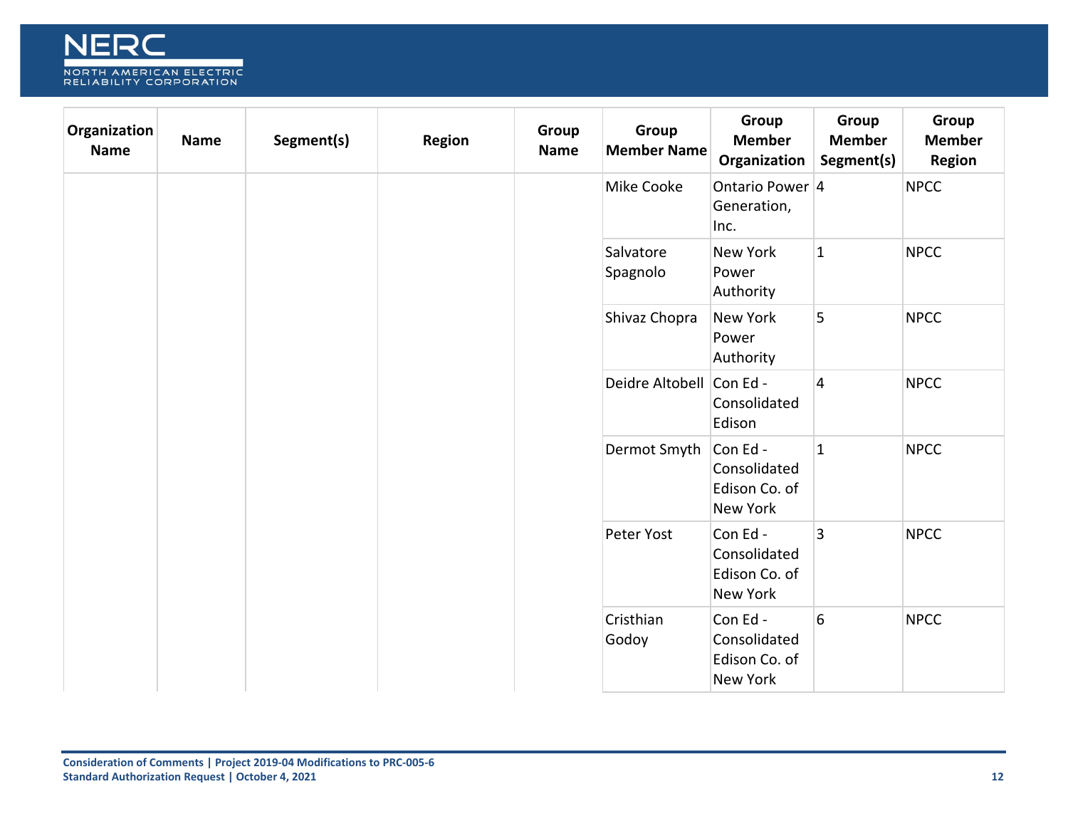| Organization Name | Name | Segment(s) | Region | Group Name | Group Member Name | Group Member Organization | Group Member Segment(s) | Group Member Region |
|---|---|---|---|---|---|---|---|---|
| | | | | | Mike Cooke | Ontario Power Generation, Inc. | 4 | NPCC |
| | | | | | Salvatore Spagnolo | New York Power Authority | 1 | NPCC |
| | | | | | Shivaz Chopra | New York Power Authority | 5 | NPCC |
| | | | | | Deidre Altobell | Con Ed - Consolidated Edison | 4 | NPCC |
| | | | | | Dermot Smyth | Con Ed - Consolidated Edison Co. of New York | 1 | NPCC |
| | | | | | Peter Yost | Con Ed - Consolidated Edison Co. of New York | 3 | NPCC |
| | | | | | Cristhian Godoy | Con Ed - Consolidated Edison Co. of New York | 6 | NPCC |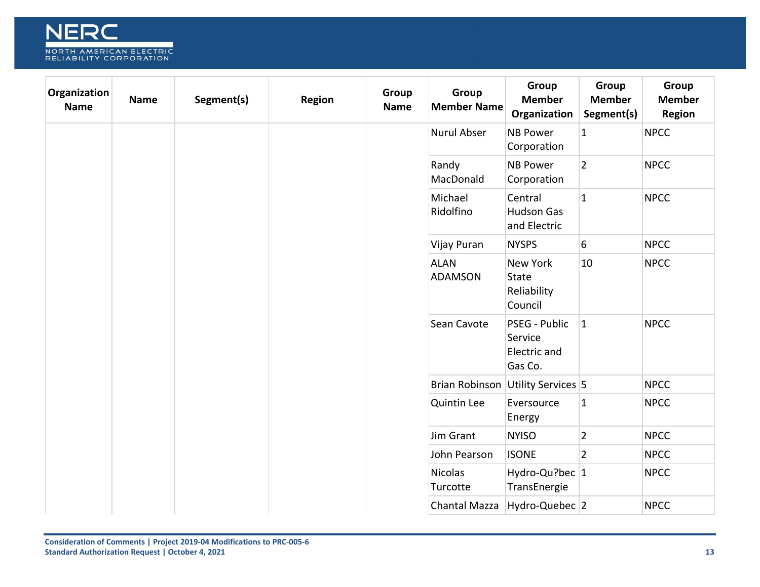| Organization Name | Name | Segment(s) | Region | Group Name | Group Member Name | Group Member Organization | Group Member Segment(s) | Group Member Region |
|---|---|---|---|---|---|---|---|---|
| | | | | | Nurul Abser | NB Power Corporation | 1 | NPCC |
| | | | | | Randy MacDonald | NB Power Corporation | 2 | NPCC |
| | | | | | Michael Ridolfino | Central Hudson Gas and Electric | 1 | NPCC |
| | | | | | Vijay Puran | NYSPS | 6 | NPCC |
| | | | | | ALAN ADAMSON | New York State Reliability Council | 10 | NPCC |
| | | | | | Sean Cavote | PSEG - Public Service Electric and Gas Co. | 1 | NPCC |
| | | | | | Brian Robinson | Utility Services | 5 | NPCC |
| | | | | | Quintin Lee | Eversource Energy | 1 | NPCC |
| | | | | | Jim Grant | NYISO | 2 | NPCC |
| | | | | | John Pearson | ISONE | 2 | NPCC |
| | | | | | Nicolas Turcotte | Hydro-Qu?bec TransEnergie | 1 | NPCC |
| | | | | | Chantal Mazza | Hydro-Quebec | 2 | NPCC |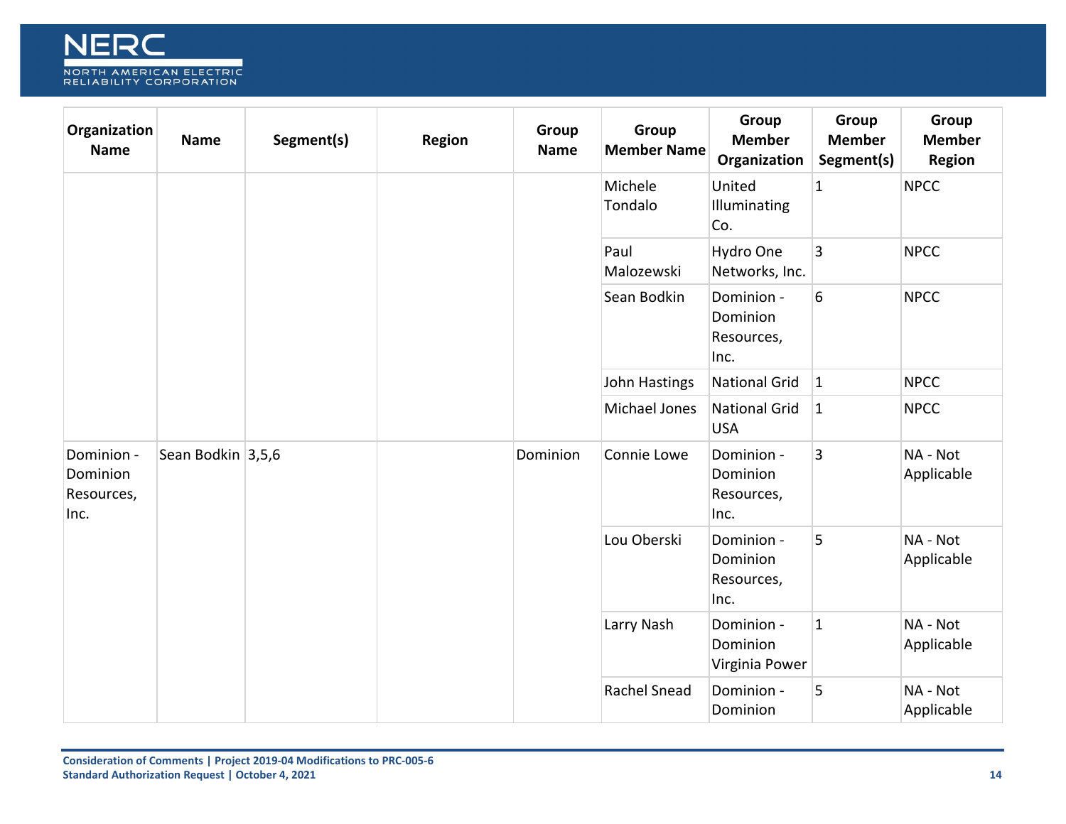| Organization Name | Name | Segment(s) | Region | Group Name | Group Member Name | Group Member Organization | Group Member Segment(s) | Group Member Region |
|---|---|---|---|---|---|---|---|---|
| | | | | | Michele Tondalo | United Illuminating Co. | 1 | NPCC |
| | | | | | Paul Malozewski | Hydro One Networks, Inc. | 3 | NPCC |
| | | | | | Sean Bodkin | Dominion - Dominion Resources, Inc. | 6 | NPCC |
| | | | | | John Hastings | National Grid | 1 | NPCC |
| | | | | | Michael Jones | National Grid USA | 1 | NPCC |
| Dominion - Dominion Resources, Inc. | Sean Bodkin | 3,5,6 | | Dominion | Connie Lowe | Dominion - Dominion Resources, Inc. | 3 | NA - Not Applicable |
| | | | | | Lou Oberski | Dominion - Dominion Resources, Inc. | 5 | NA - Not Applicable |
| | | | | | Larry Nash | Dominion - Dominion Virginia Power | 1 | NA - Not Applicable |
| | | | | | Rachel Snead | Dominion - Dominion | 5 | NA - Not Applicable |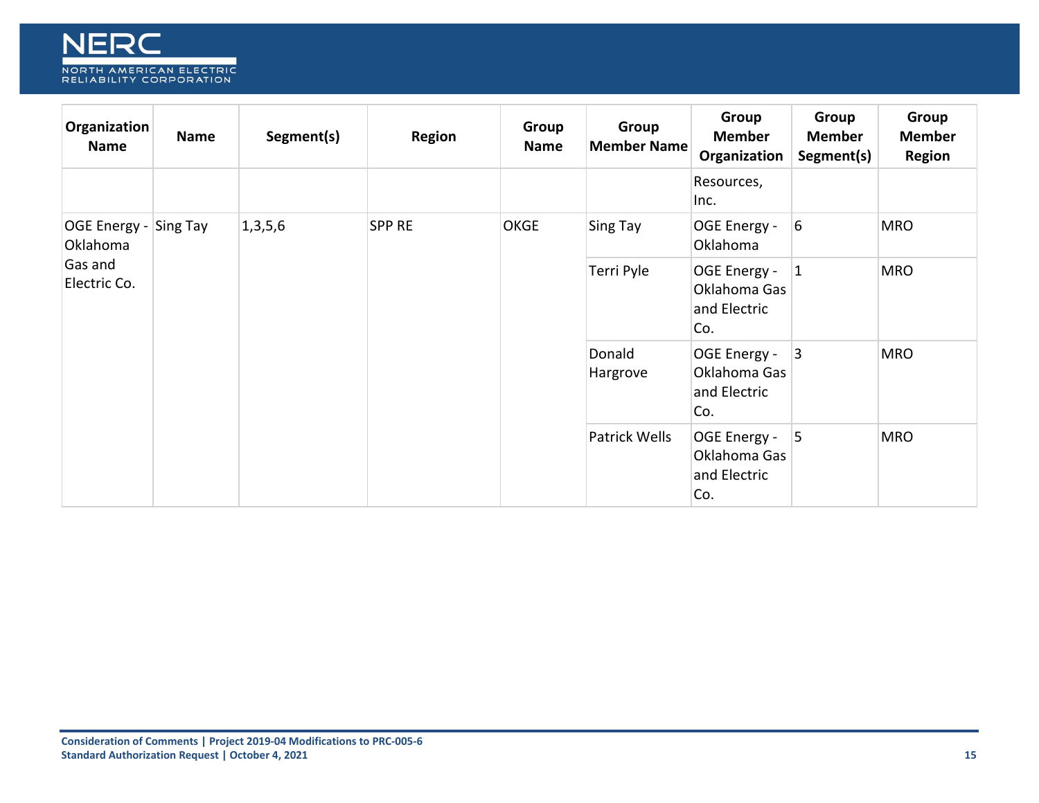| Organization Name | Name | Segment(s) | Region | Group Name | Group Member Name | Group Member Organization | Group Member Segment(s) | Group Member Region |
|---|---|---|---|---|---|---|---|---|
| | | | | | | Resources, Inc. | | |
| OGE Energy - Oklahoma Gas and Electric Co. | Sing Tay | 1,3,5,6 | SPP RE | OKGE | Sing Tay | OGE Energy - Oklahoma | 6 | MRO |
| | | | | | Terri Pyle | OGE Energy - Oklahoma Gas and Electric Co. | 1 | MRO |
| | | | | | Donald Hargrove | OGE Energy - Oklahoma Gas and Electric Co. | 3 | MRO |
| | | | | | Patrick Wells | OGE Energy - Oklahoma Gas and Electric Co. | 5 | MRO |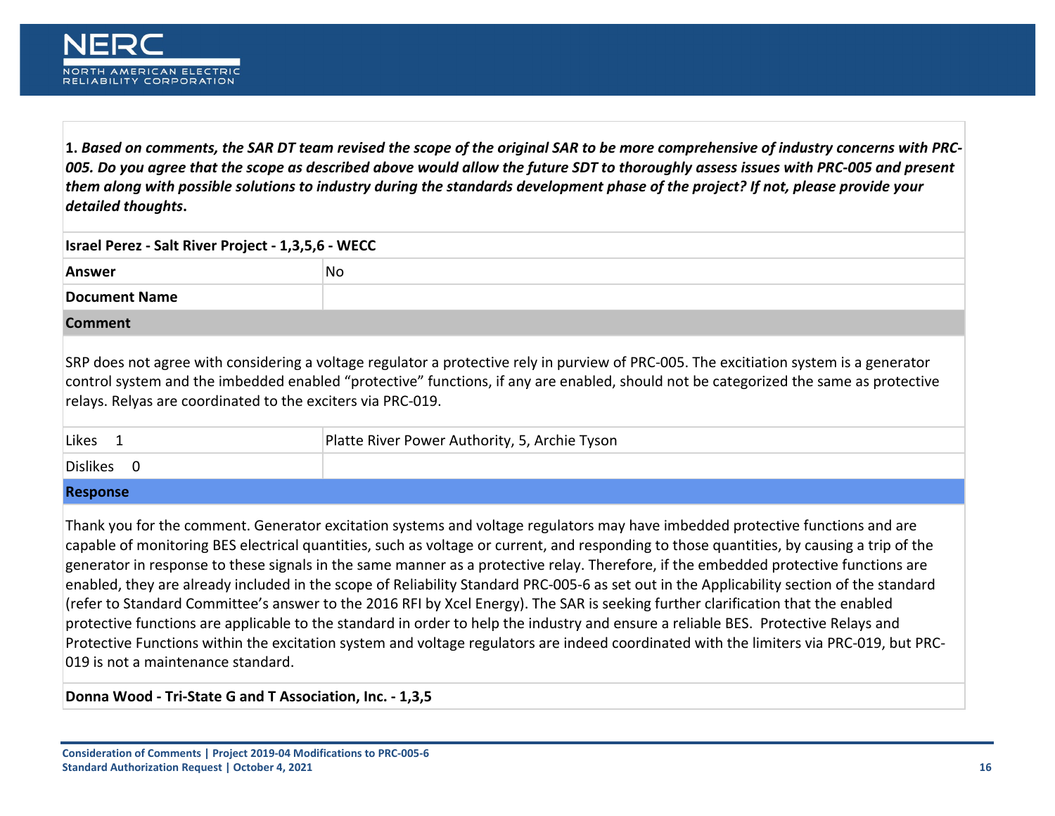**1.** ***Based on comments, the SAR DT team revised the scope of the original SAR to be more comprehensive of industry concerns with PRC-005. Do you agree that the scope as described above would allow the future SDT to thoroughly assess issues with PRC-005 and present them along with possible solutions to industry during the standards development phase of the project? If not, please provide your detailed thoughts*****.**

**Israel Perez - Salt River Project - 1,3,5,6 - WECC**

| | |
|---|---|
| **Answer** | No |
| **Document Name** | |

**Comment**

SRP does not agree with considering a voltage regulator a protective rely in purview of PRC-005. The excitiation system is a generator control system and the imbedded enabled “protective” functions, if any are enabled, should not be categorized the same as protective relays. Relyas are coordinated to the exciters via PRC-019.

| | |
|---|---|
| Likes 1 | Platte River Power Authority, 5, Archie Tyson |
| Dislikes 0 | |

**Response**

Thank you for the comment. Generator excitation systems and voltage regulators may have imbedded protective functions and are capable of monitoring BES electrical quantities, such as voltage or current, and responding to those quantities, by causing a trip of the generator in response to these signals in the same manner as a protective relay. Therefore, if the embedded protective functions are enabled, they are already included in the scope of Reliability Standard PRC-005-6 as set out in the Applicability section of the standard (refer to Standard Committee’s answer to the 2016 RFI by Xcel Energy). The SAR is seeking further clarification that the enabled protective functions are applicable to the standard in order to help the industry and ensure a reliable BES. Protective Relays and Protective Functions within the excitation system and voltage regulators are indeed coordinated with the limiters via PRC-019, but PRC-019 is not a maintenance standard.

**Donna Wood - Tri-State G and T Association, Inc. - 1,3,5**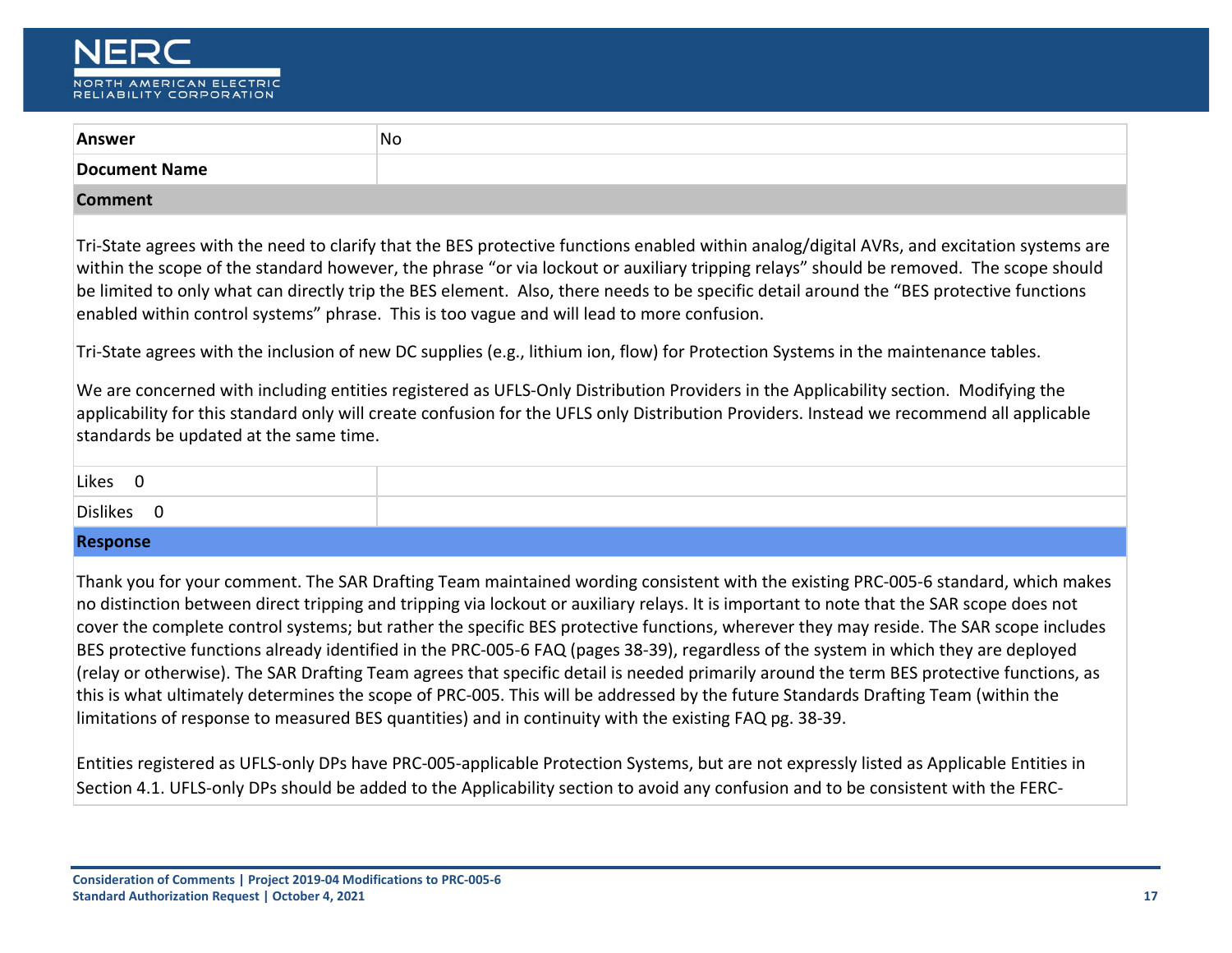| Answer | No |
|---|---|
| Document Name | |
| **Comment** | |

Tri-State agrees with the need to clarify that the BES protective functions enabled within analog/digital AVRs, and excitation systems are within the scope of the standard however, the phrase “or via lockout or auxiliary tripping relays” should be removed. The scope should be limited to only what can directly trip the BES element. Also, there needs to be specific detail around the “BES protective functions enabled within control systems” phrase. This is too vague and will lead to more confusion.

Tri-State agrees with the inclusion of new DC supplies (e.g., lithium ion, flow) for Protection Systems in the maintenance tables.

We are concerned with including entities registered as UFLS-Only Distribution Providers in the Applicability section. Modifying the applicability for this standard only will create confusion for the UFLS only Distribution Providers. Instead we recommend all applicable standards be updated at the same time.

| Likes 0 | |
|---|---|
| Dislikes 0 | |
| **Response** | |

Thank you for your comment. The SAR Drafting Team maintained wording consistent with the existing PRC-005-6 standard, which makes no distinction between direct tripping and tripping via lockout or auxiliary relays. It is important to note that the SAR scope does not cover the complete control systems; but rather the specific BES protective functions, wherever they may reside. The SAR scope includes BES protective functions already identified in the PRC-005-6 FAQ (pages 38-39), regardless of the system in which they are deployed (relay or otherwise). The SAR Drafting Team agrees that specific detail is needed primarily around the term BES protective functions, as this is what ultimately determines the scope of PRC-005. This will be addressed by the future Standards Drafting Team (within the limitations of response to measured BES quantities) and in continuity with the existing FAQ pg. 38-39.

Entities registered as UFLS-only DPs have PRC-005-applicable Protection Systems, but are not expressly listed as Applicable Entities in Section 4.1. UFLS-only DPs should be added to the Applicability section to avoid any confusion and to be consistent with the FERC-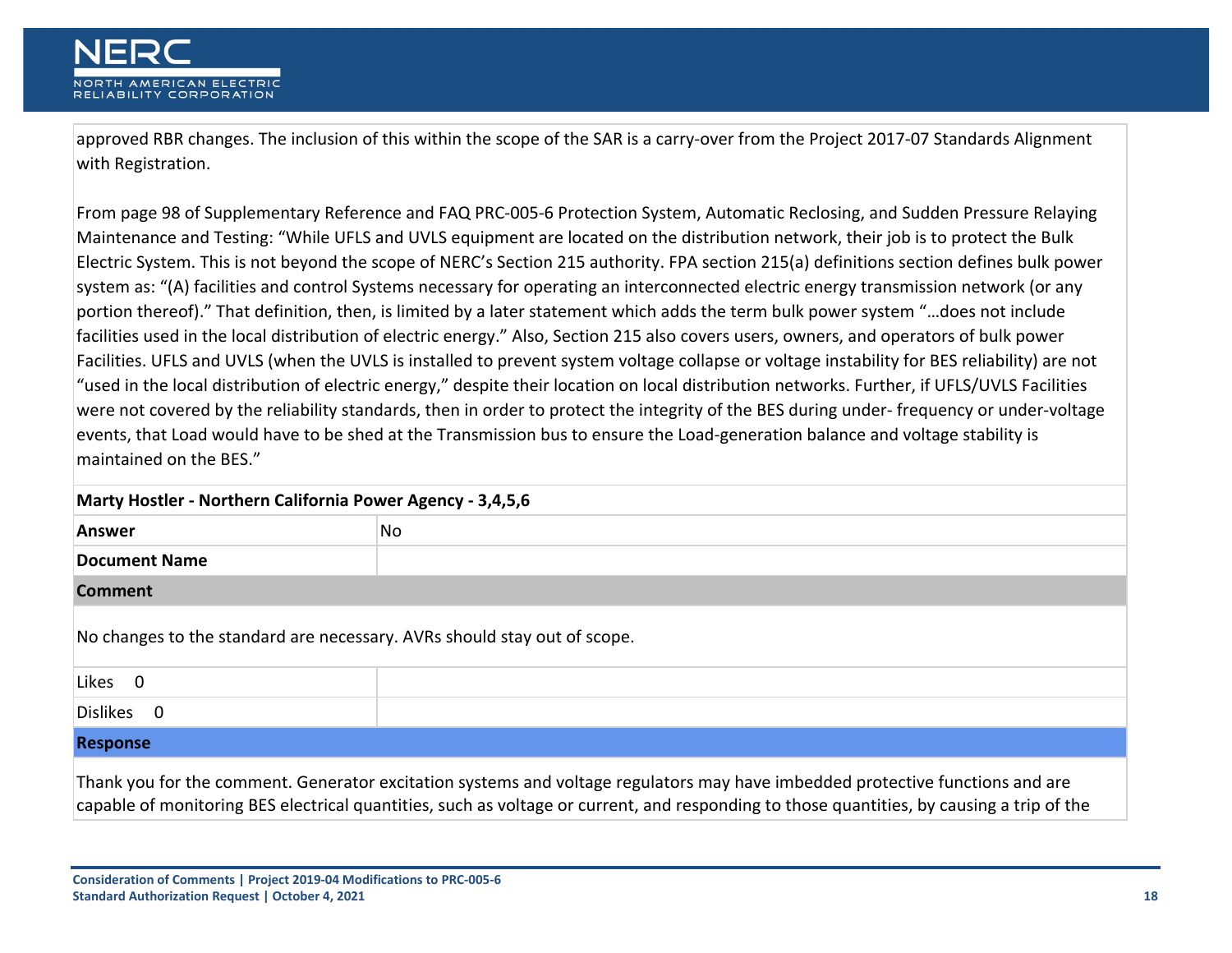approved RBR changes. The inclusion of this within the scope of the SAR is a carry-over from the Project 2017-07 Standards Alignment with Registration.

From page 98 of Supplementary Reference and FAQ PRC-005-6 Protection System, Automatic Reclosing, and Sudden Pressure Relaying Maintenance and Testing: "While UFLS and UVLS equipment are located on the distribution network, their job is to protect the Bulk Electric System. This is not beyond the scope of NERC's Section 215 authority. FPA section 215(a) definitions section defines bulk power system as: "(A) facilities and control Systems necessary for operating an interconnected electric energy transmission network (or any portion thereof)." That definition, then, is limited by a later statement which adds the term bulk power system "…does not include facilities used in the local distribution of electric energy." Also, Section 215 also covers users, owners, and operators of bulk power Facilities. UFLS and UVLS (when the UVLS is installed to prevent system voltage collapse or voltage instability for BES reliability) are not "used in the local distribution of electric energy," despite their location on local distribution networks. Further, if UFLS/UVLS Facilities were not covered by the reliability standards, then in order to protect the integrity of the BES during under- frequency or under-voltage events, that Load would have to be shed at the Transmission bus to ensure the Load-generation balance and voltage stability is maintained on the BES."

**Marty Hostler - Northern California Power Agency - 3,4,5,6**

| | |
|---|---|
| **Answer** | No |
| **Document Name** | |

**Comment**

No changes to the standard are necessary. AVRs should stay out of scope.

| | |
|---|---|
| Likes 0 | |
| Dislikes 0 | |

**Response**

Thank you for the comment. Generator excitation systems and voltage regulators may have imbedded protective functions and are capable of monitoring BES electrical quantities, such as voltage or current, and responding to those quantities, by causing a trip of the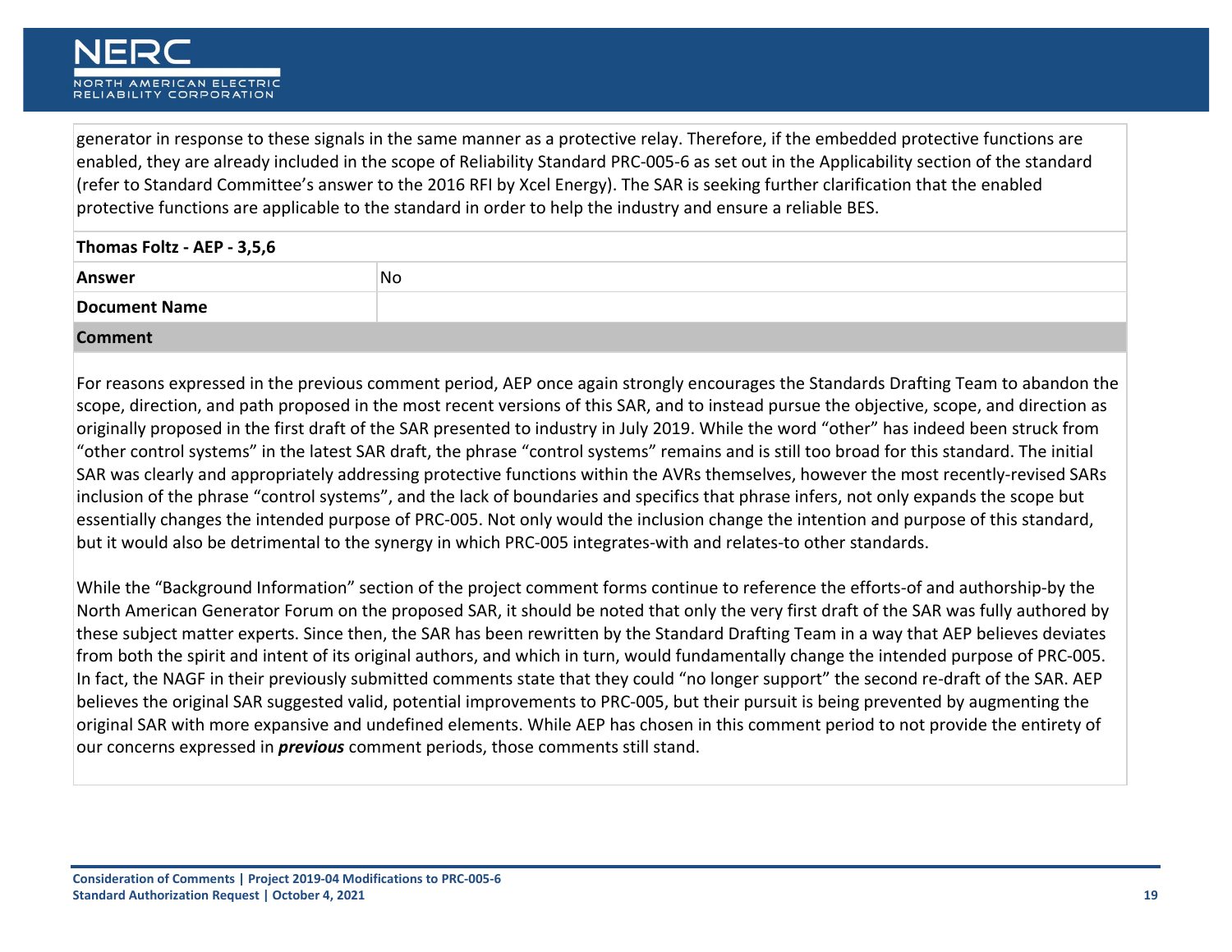generator in response to these signals in the same manner as a protective relay. Therefore, if the embedded protective functions are enabled, they are already included in the scope of Reliability Standard PRC-005-6 as set out in the Applicability section of the standard (refer to Standard Committee's answer to the 2016 RFI by Xcel Energy). The SAR is seeking further clarification that the enabled protective functions are applicable to the standard in order to help the industry and ensure a reliable BES.

| **Thomas Foltz - AEP - 3,5,6** | |
|---|---|
| **Answer** | No |
| **Document Name** | |
| **Comment** | |

For reasons expressed in the previous comment period, AEP once again strongly encourages the Standards Drafting Team to abandon the scope, direction, and path proposed in the most recent versions of this SAR, and to instead pursue the objective, scope, and direction as originally proposed in the first draft of the SAR presented to industry in July 2019. While the word "other" has indeed been struck from "other control systems" in the latest SAR draft, the phrase "control systems" remains and is still too broad for this standard. The initial SAR was clearly and appropriately addressing protective functions within the AVRs themselves, however the most recently-revised SARs inclusion of the phrase "control systems", and the lack of boundaries and specifics that phrase infers, not only expands the scope but essentially changes the intended purpose of PRC-005. Not only would the inclusion change the intention and purpose of this standard, but it would also be detrimental to the synergy in which PRC-005 integrates-with and relates-to other standards.

While the "Background Information" section of the project comment forms continue to reference the efforts-of and authorship-by the North American Generator Forum on the proposed SAR, it should be noted that only the very first draft of the SAR was fully authored by these subject matter experts. Since then, the SAR has been rewritten by the Standard Drafting Team in a way that AEP believes deviates from both the spirit and intent of its original authors, and which in turn, would fundamentally change the intended purpose of PRC-005. In fact, the NAGF in their previously submitted comments state that they could "no longer support" the second re-draft of the SAR. AEP believes the original SAR suggested valid, potential improvements to PRC-005, but their pursuit is being prevented by augmenting the original SAR with more expansive and undefined elements. While AEP has chosen in this comment period to not provide the entirety of our concerns expressed in ***previous*** comment periods, those comments still stand.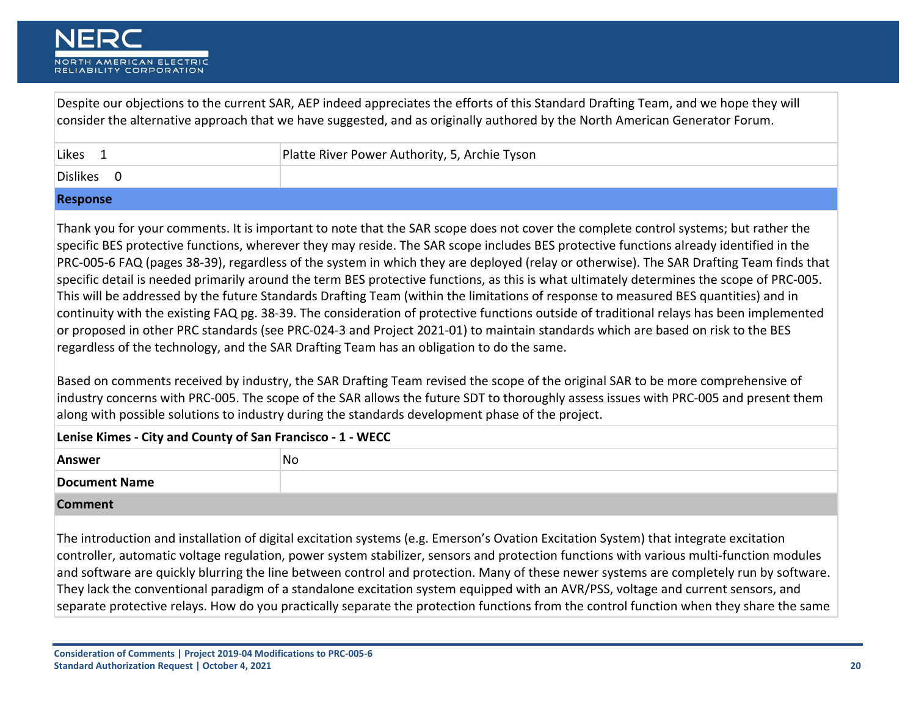Despite our objections to the current SAR, AEP indeed appreciates the efforts of this Standard Drafting Team, and we hope they will consider the alternative approach that we have suggested, and as originally authored by the North American Generator Forum.

| Likes 1 | Platte River Power Authority, 5, Archie Tyson |
| --- | --- |
| Dislikes 0 | |

**Response**

Thank you for your comments. It is important to note that the SAR scope does not cover the complete control systems; but rather the specific BES protective functions, wherever they may reside. The SAR scope includes BES protective functions already identified in the PRC-005-6 FAQ (pages 38-39), regardless of the system in which they are deployed (relay or otherwise). The SAR Drafting Team finds that specific detail is needed primarily around the term BES protective functions, as this is what ultimately determines the scope of PRC-005. This will be addressed by the future Standards Drafting Team (within the limitations of response to measured BES quantities) and in continuity with the existing FAQ pg. 38-39. The consideration of protective functions outside of traditional relays has been implemented or proposed in other PRC standards (see PRC-024-3 and Project 2021-01) to maintain standards which are based on risk to the BES regardless of the technology, and the SAR Drafting Team has an obligation to do the same.

Based on comments received by industry, the SAR Drafting Team revised the scope of the original SAR to be more comprehensive of industry concerns with PRC-005. The scope of the SAR allows the future SDT to thoroughly assess issues with PRC-005 and present them along with possible solutions to industry during the standards development phase of the project.

**Lenise Kimes - City and County of San Francisco - 1 - WECC**

| **Answer** | No |
| --- | --- |
| **Document Name** | |

**Comment**

The introduction and installation of digital excitation systems (e.g. Emerson's Ovation Excitation System) that integrate excitation controller, automatic voltage regulation, power system stabilizer, sensors and protection functions with various multi-function modules and software are quickly blurring the line between control and protection. Many of these newer systems are completely run by software. They lack the conventional paradigm of a standalone excitation system equipped with an AVR/PSS, voltage and current sensors, and separate protective relays. How do you practically separate the protection functions from the control function when they share the same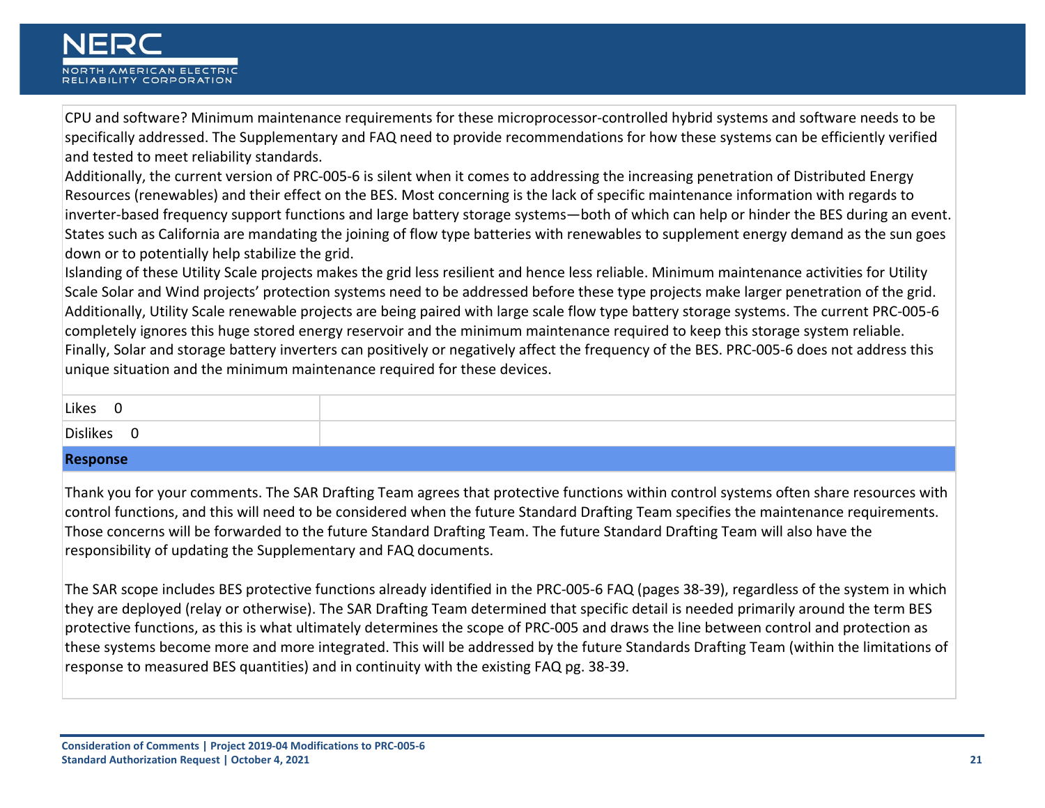CPU and software? Minimum maintenance requirements for these microprocessor-controlled hybrid systems and software needs to be specifically addressed. The Supplementary and FAQ need to provide recommendations for how these systems can be efficiently verified and tested to meet reliability standards.

Additionally, the current version of PRC-005-6 is silent when it comes to addressing the increasing penetration of Distributed Energy Resources (renewables) and their effect on the BES. Most concerning is the lack of specific maintenance information with regards to inverter-based frequency support functions and large battery storage systems—both of which can help or hinder the BES during an event. States such as California are mandating the joining of flow type batteries with renewables to supplement energy demand as the sun goes down or to potentially help stabilize the grid.

Islanding of these Utility Scale projects makes the grid less resilient and hence less reliable. Minimum maintenance activities for Utility Scale Solar and Wind projects' protection systems need to be addressed before these type projects make larger penetration of the grid. Additionally, Utility Scale renewable projects are being paired with large scale flow type battery storage systems. The current PRC-005-6 completely ignores this huge stored energy reservoir and the minimum maintenance required to keep this storage system reliable. Finally, Solar and storage battery inverters can positively or negatively affect the frequency of the BES. PRC-005-6 does not address this unique situation and the minimum maintenance required for these devices.

| Likes 0 | |
|---|---|
| Dislikes 0 | |

**Response**

Thank you for your comments. The SAR Drafting Team agrees that protective functions within control systems often share resources with control functions, and this will need to be considered when the future Standard Drafting Team specifies the maintenance requirements. Those concerns will be forwarded to the future Standard Drafting Team. The future Standard Drafting Team will also have the responsibility of updating the Supplementary and FAQ documents.

The SAR scope includes BES protective functions already identified in the PRC-005-6 FAQ (pages 38-39), regardless of the system in which they are deployed (relay or otherwise). The SAR Drafting Team determined that specific detail is needed primarily around the term BES protective functions, as this is what ultimately determines the scope of PRC-005 and draws the line between control and protection as these systems become more and more integrated. This will be addressed by the future Standards Drafting Team (within the limitations of response to measured BES quantities) and in continuity with the existing FAQ pg. 38-39.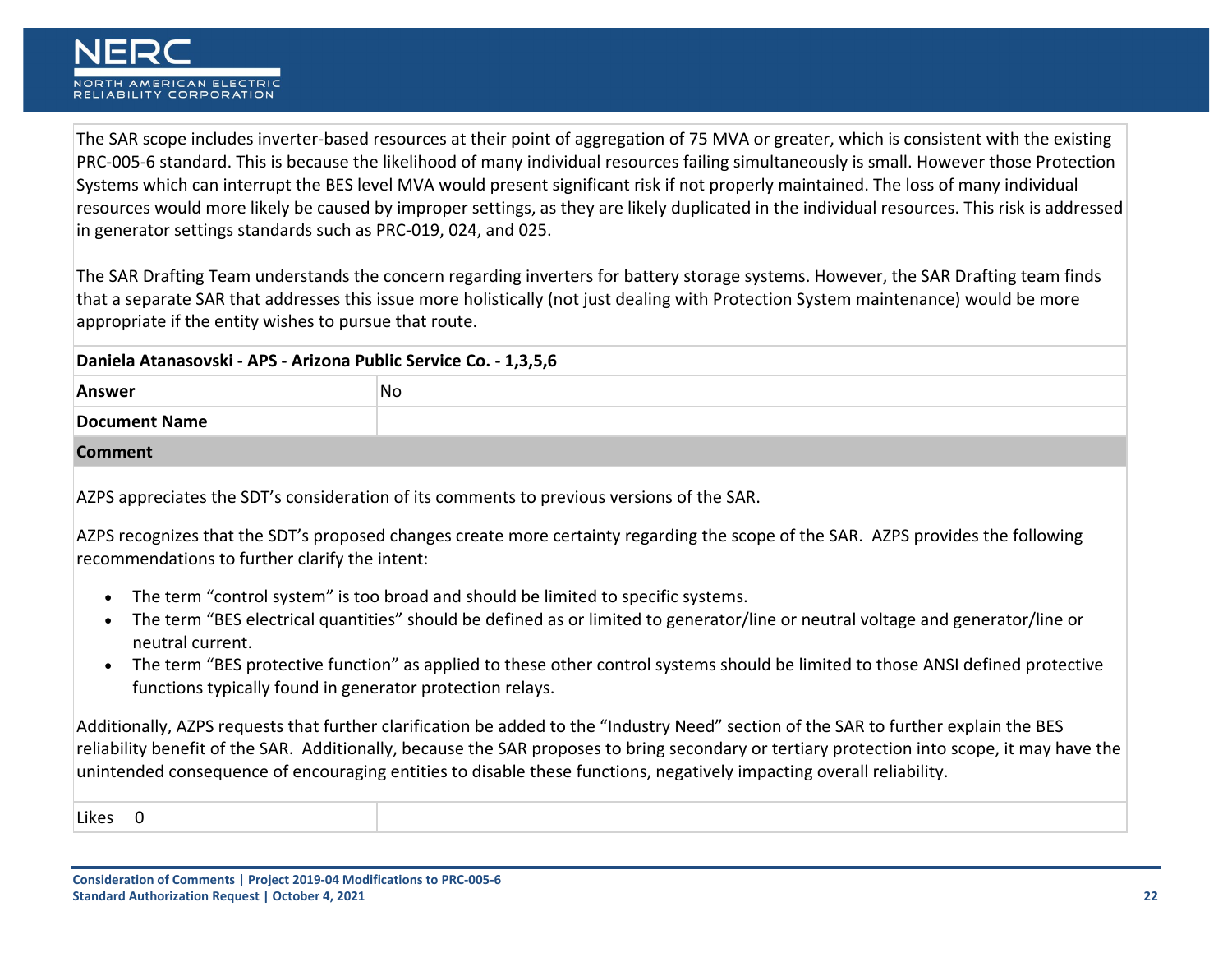The SAR scope includes inverter-based resources at their point of aggregation of 75 MVA or greater, which is consistent with the existing PRC-005-6 standard. This is because the likelihood of many individual resources failing simultaneously is small. However those Protection Systems which can interrupt the BES level MVA would present significant risk if not properly maintained. The loss of many individual resources would more likely be caused by improper settings, as they are likely duplicated in the individual resources. This risk is addressed in generator settings standards such as PRC-019, 024, and 025.

The SAR Drafting Team understands the concern regarding inverters for battery storage systems. However, the SAR Drafting team finds that a separate SAR that addresses this issue more holistically (not just dealing with Protection System maintenance) would be more appropriate if the entity wishes to pursue that route.

**Daniela Atanasovski - APS - Arizona Public Service Co. - 1,3,5,6**

| | |
|---|---|
| **Answer** | No |
| **Document Name** | |

**Comment**

AZPS appreciates the SDT's consideration of its comments to previous versions of the SAR.

AZPS recognizes that the SDT's proposed changes create more certainty regarding the scope of the SAR. AZPS provides the following recommendations to further clarify the intent:

- The term "control system" is too broad and should be limited to specific systems.
- The term "BES electrical quantities" should be defined as or limited to generator/line or neutral voltage and generator/line or neutral current.
- The term "BES protective function" as applied to these other control systems should be limited to those ANSI defined protective functions typically found in generator protection relays.

Additionally, AZPS requests that further clarification be added to the "Industry Need" section of the SAR to further explain the BES reliability benefit of the SAR. Additionally, because the SAR proposes to bring secondary or tertiary protection into scope, it may have the unintended consequence of encouraging entities to disable these functions, negatively impacting overall reliability.

Likes 0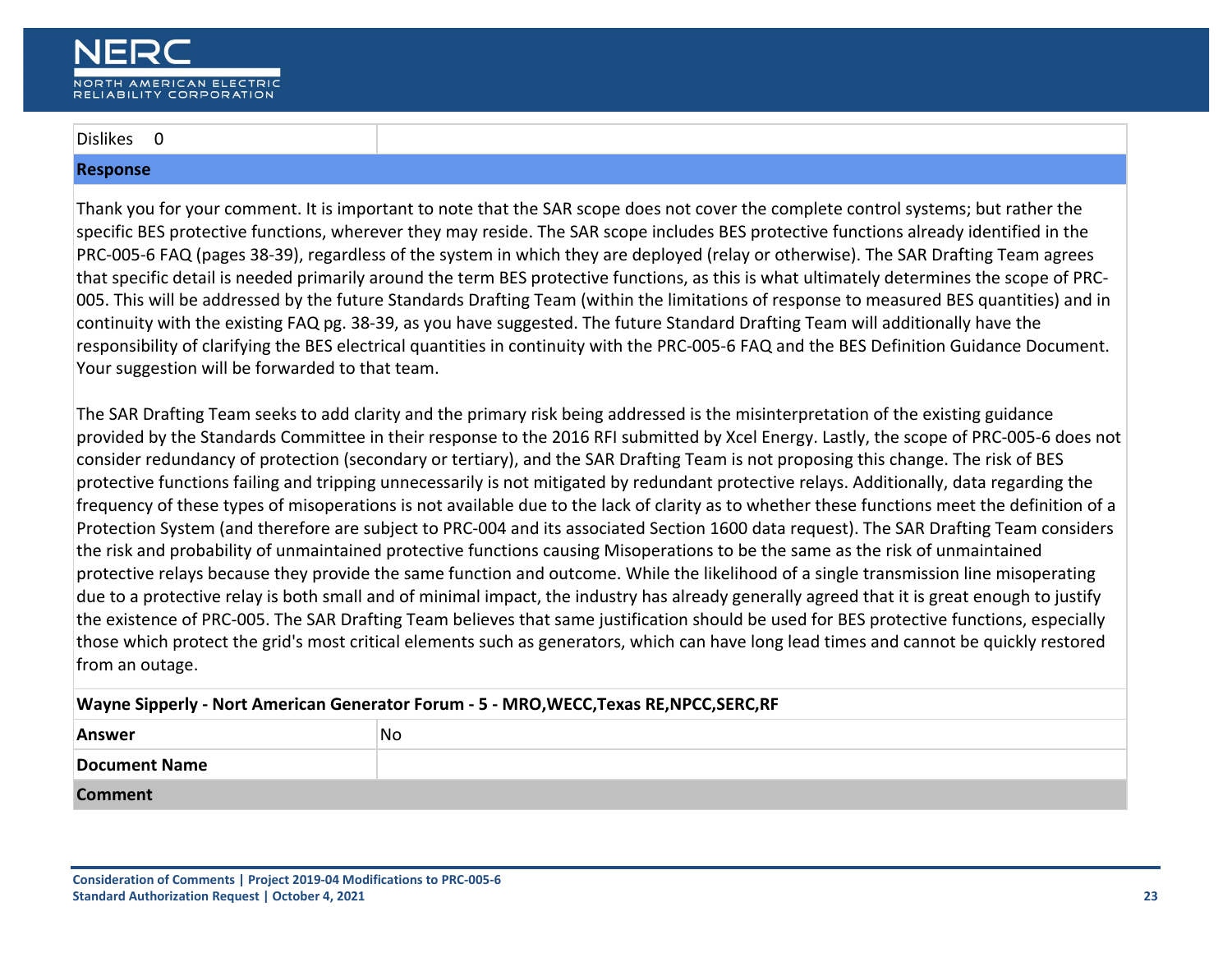| Dislikes 0 | |
|---|---|

**Response**

Thank you for your comment. It is important to note that the SAR scope does not cover the complete control systems; but rather the specific BES protective functions, wherever they may reside. The SAR scope includes BES protective functions already identified in the PRC-005-6 FAQ (pages 38-39), regardless of the system in which they are deployed (relay or otherwise). The SAR Drafting Team agrees that specific detail is needed primarily around the term BES protective functions, as this is what ultimately determines the scope of PRC-005. This will be addressed by the future Standards Drafting Team (within the limitations of response to measured BES quantities) and in continuity with the existing FAQ pg. 38-39, as you have suggested. The future Standard Drafting Team will additionally have the responsibility of clarifying the BES electrical quantities in continuity with the PRC-005-6 FAQ and the BES Definition Guidance Document. Your suggestion will be forwarded to that team.

The SAR Drafting Team seeks to add clarity and the primary risk being addressed is the misinterpretation of the existing guidance provided by the Standards Committee in their response to the 2016 RFI submitted by Xcel Energy. Lastly, the scope of PRC-005-6 does not consider redundancy of protection (secondary or tertiary), and the SAR Drafting Team is not proposing this change. The risk of BES protective functions failing and tripping unnecessarily is not mitigated by redundant protective relays. Additionally, data regarding the frequency of these types of misoperations is not available due to the lack of clarity as to whether these functions meet the definition of a Protection System (and therefore are subject to PRC-004 and its associated Section 1600 data request). The SAR Drafting Team considers the risk and probability of unmaintained protective functions causing Misoperations to be the same as the risk of unmaintained protective relays because they provide the same function and outcome. While the likelihood of a single transmission line misoperating due to a protective relay is both small and of minimal impact, the industry has already generally agreed that it is great enough to justify the existence of PRC-005. The SAR Drafting Team believes that same justification should be used for BES protective functions, especially those which protect the grid's most critical elements such as generators, which can have long lead times and cannot be quickly restored from an outage.

**Wayne Sipperly - Nort American Generator Forum - 5 - MRO,WECC,Texas RE,NPCC,SERC,RF**

| **Answer** | No |
|---|---|
| **Document Name** | |

**Comment**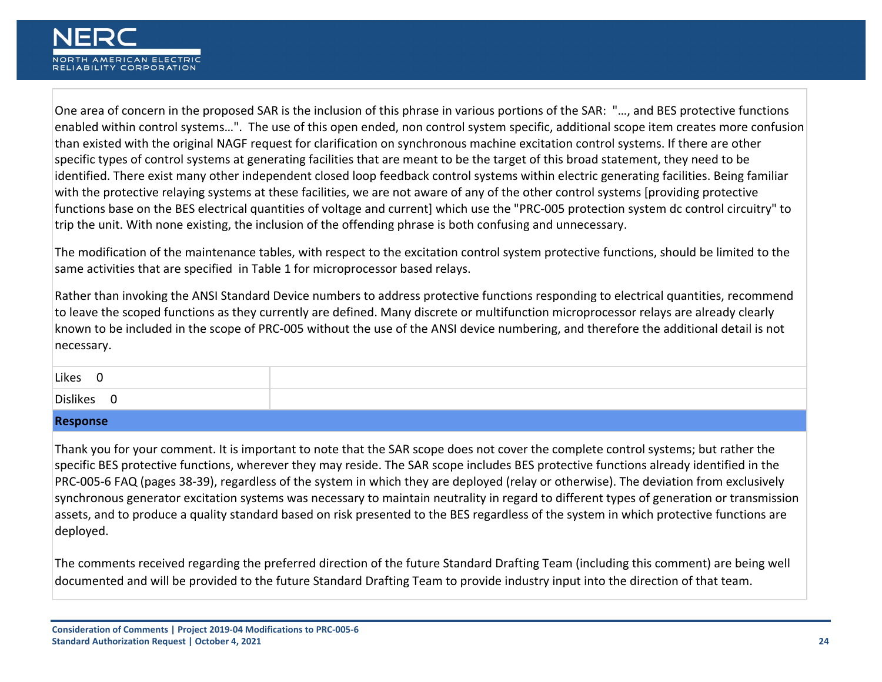One area of concern in the proposed SAR is the inclusion of this phrase in various portions of the SAR: "…, and BES protective functions enabled within control systems…". The use of this open ended, non control system specific, additional scope item creates more confusion than existed with the original NAGF request for clarification on synchronous machine excitation control systems. If there are other specific types of control systems at generating facilities that are meant to be the target of this broad statement, they need to be identified. There exist many other independent closed loop feedback control systems within electric generating facilities. Being familiar with the protective relaying systems at these facilities, we are not aware of any of the other control systems [providing protective functions base on the BES electrical quantities of voltage and current] which use the "PRC-005 protection system dc control circuitry" to trip the unit. With none existing, the inclusion of the offending phrase is both confusing and unnecessary.

The modification of the maintenance tables, with respect to the excitation control system protective functions, should be limited to the same activities that are specified in Table 1 for microprocessor based relays.

Rather than invoking the ANSI Standard Device numbers to address protective functions responding to electrical quantities, recommend to leave the scoped functions as they currently are defined. Many discrete or multifunction microprocessor relays are already clearly known to be included in the scope of PRC-005 without the use of the ANSI device numbering, and therefore the additional detail is not necessary.

| | |
|---|---|
| Likes 0 | |
| Dislikes 0 | |

**Response**

Thank you for your comment. It is important to note that the SAR scope does not cover the complete control systems; but rather the specific BES protective functions, wherever they may reside. The SAR scope includes BES protective functions already identified in the PRC-005-6 FAQ (pages 38-39), regardless of the system in which they are deployed (relay or otherwise). The deviation from exclusively synchronous generator excitation systems was necessary to maintain neutrality in regard to different types of generation or transmission assets, and to produce a quality standard based on risk presented to the BES regardless of the system in which protective functions are deployed.

The comments received regarding the preferred direction of the future Standard Drafting Team (including this comment) are being well documented and will be provided to the future Standard Drafting Team to provide industry input into the direction of that team.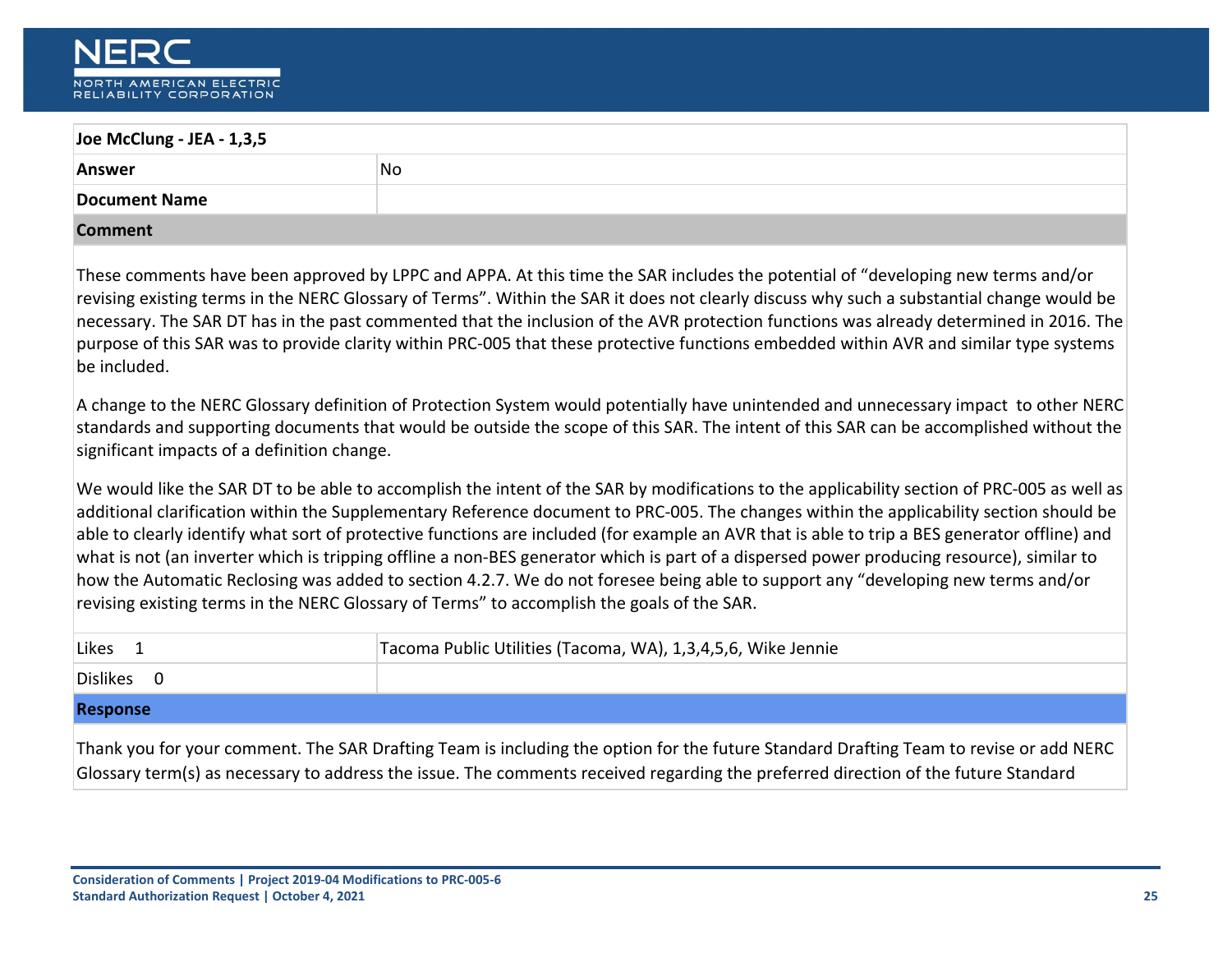| Joe McClung - JEA - 1,3,5 | |
|---|---|
| **Answer** | No |
| **Document Name** | |

**Comment**

These comments have been approved by LPPC and APPA. At this time the SAR includes the potential of "developing new terms and/or revising existing terms in the NERC Glossary of Terms". Within the SAR it does not clearly discuss why such a substantial change would be necessary. The SAR DT has in the past commented that the inclusion of the AVR protection functions was already determined in 2016. The purpose of this SAR was to provide clarity within PRC-005 that these protective functions embedded within AVR and similar type systems be included.

A change to the NERC Glossary definition of Protection System would potentially have unintended and unnecessary impact to other NERC standards and supporting documents that would be outside the scope of this SAR. The intent of this SAR can be accomplished without the significant impacts of a definition change.

We would like the SAR DT to be able to accomplish the intent of the SAR by modifications to the applicability section of PRC-005 as well as additional clarification within the Supplementary Reference document to PRC-005. The changes within the applicability section should be able to clearly identify what sort of protective functions are included (for example an AVR that is able to trip a BES generator offline) and what is not (an inverter which is tripping offline a non-BES generator which is part of a dispersed power producing resource), similar to how the Automatic Reclosing was added to section 4.2.7. We do not foresee being able to support any "developing new terms and/or revising existing terms in the NERC Glossary of Terms" to accomplish the goals of the SAR.

| Likes 1 | Tacoma Public Utilities (Tacoma, WA), 1,3,4,5,6, Wike Jennie |
|---|---|
| Dislikes 0 | |

**Response**

Thank you for your comment. The SAR Drafting Team is including the option for the future Standard Drafting Team to revise or add NERC Glossary term(s) as necessary to address the issue. The comments received regarding the preferred direction of the future Standard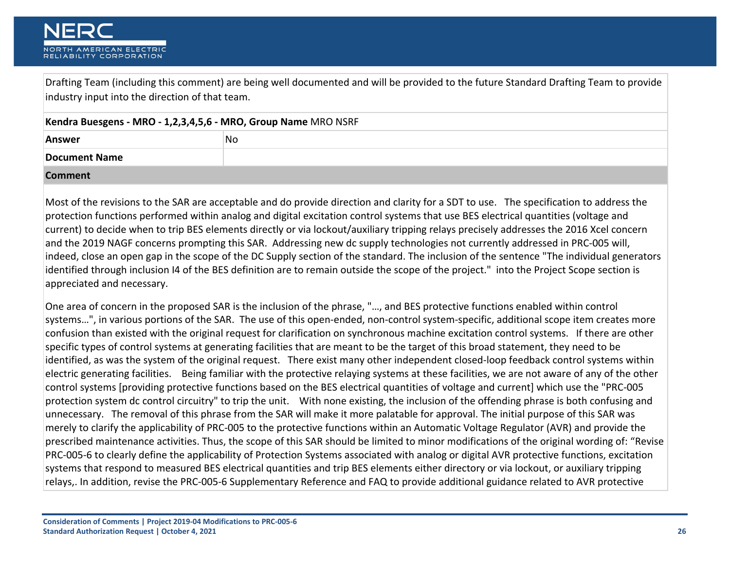Drafting Team (including this comment) are being well documented and will be provided to the future Standard Drafting Team to provide industry input into the direction of that team.

**Kendra Buesgens - MRO - 1,2,3,4,5,6 - MRO, Group Name** MRO NSRF

| | |
|---|---|
| **Answer** | No |
| **Document Name** | |

**Comment**

Most of the revisions to the SAR are acceptable and do provide direction and clarity for a SDT to use. The specification to address the protection functions performed within analog and digital excitation control systems that use BES electrical quantities (voltage and current) to decide when to trip BES elements directly or via lockout/auxiliary tripping relays precisely addresses the 2016 Xcel concern and the 2019 NAGF concerns prompting this SAR. Addressing new dc supply technologies not currently addressed in PRC-005 will, indeed, close an open gap in the scope of the DC Supply section of the standard. The inclusion of the sentence "The individual generators identified through inclusion I4 of the BES definition are to remain outside the scope of the project." into the Project Scope section is appreciated and necessary.

One area of concern in the proposed SAR is the inclusion of the phrase, "…, and BES protective functions enabled within control systems…", in various portions of the SAR. The use of this open-ended, non-control system-specific, additional scope item creates more confusion than existed with the original request for clarification on synchronous machine excitation control systems. If there are other specific types of control systems at generating facilities that are meant to be the target of this broad statement, they need to be identified, as was the system of the original request. There exist many other independent closed-loop feedback control systems within electric generating facilities. Being familiar with the protective relaying systems at these facilities, we are not aware of any of the other control systems [providing protective functions based on the BES electrical quantities of voltage and current] which use the "PRC-005 protection system dc control circuitry" to trip the unit. With none existing, the inclusion of the offending phrase is both confusing and unnecessary. The removal of this phrase from the SAR will make it more palatable for approval. The initial purpose of this SAR was merely to clarify the applicability of PRC-005 to the protective functions within an Automatic Voltage Regulator (AVR) and provide the prescribed maintenance activities. Thus, the scope of this SAR should be limited to minor modifications of the original wording of: "Revise PRC-005-6 to clearly define the applicability of Protection Systems associated with analog or digital AVR protective functions, excitation systems that respond to measured BES electrical quantities and trip BES elements either directory or via lockout, or auxiliary tripping relays,. In addition, revise the PRC-005-6 Supplementary Reference and FAQ to provide additional guidance related to AVR protective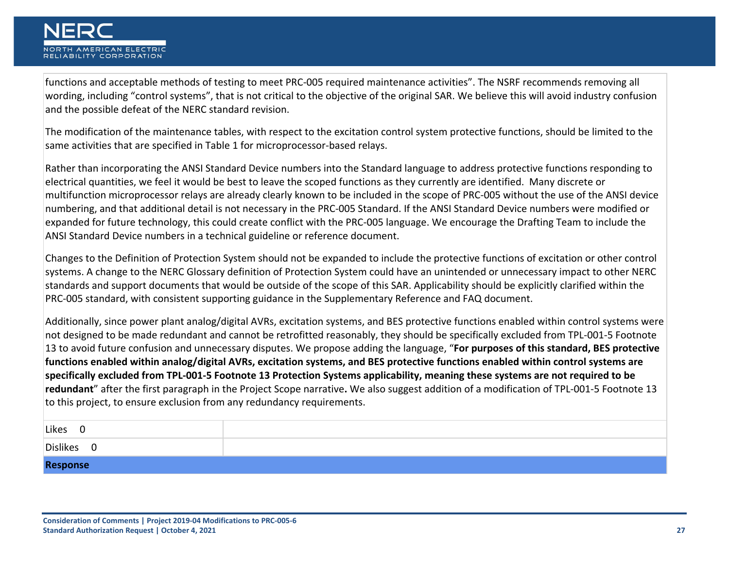functions and acceptable methods of testing to meet PRC-005 required maintenance activities". The NSRF recommends removing all wording, including "control systems", that is not critical to the objective of the original SAR. We believe this will avoid industry confusion and the possible defeat of the NERC standard revision.

The modification of the maintenance tables, with respect to the excitation control system protective functions, should be limited to the same activities that are specified in Table 1 for microprocessor-based relays.

Rather than incorporating the ANSI Standard Device numbers into the Standard language to address protective functions responding to electrical quantities, we feel it would be best to leave the scoped functions as they currently are identified.  Many discrete or multifunction microprocessor relays are already clearly known to be included in the scope of PRC-005 without the use of the ANSI device numbering, and that additional detail is not necessary in the PRC-005 Standard. If the ANSI Standard Device numbers were modified or expanded for future technology, this could create conflict with the PRC-005 language. We encourage the Drafting Team to include the ANSI Standard Device numbers in a technical guideline or reference document.

Changes to the Definition of Protection System should not be expanded to include the protective functions of excitation or other control systems. A change to the NERC Glossary definition of Protection System could have an unintended or unnecessary impact to other NERC standards and support documents that would be outside of the scope of this SAR. Applicability should be explicitly clarified within the PRC-005 standard, with consistent supporting guidance in the Supplementary Reference and FAQ document.

Additionally, since power plant analog/digital AVRs, excitation systems, and BES protective functions enabled within control systems were not designed to be made redundant and cannot be retrofitted reasonably, they should be specifically excluded from TPL-001-5 Footnote 13 to avoid future confusion and unnecessary disputes. We propose adding the language, "**For purposes of this standard, BES protective functions enabled within analog/digital AVRs, excitation systems, and BES protective functions enabled within control systems are specifically excluded from TPL-001-5 Footnote 13 Protection Systems applicability, meaning these systems are not required to be redundant**" after the first paragraph in the Project Scope narrative**.** We also suggest addition of a modification of TPL-001-5 Footnote 13 to this project, to ensure exclusion from any redundancy requirements.

| Likes 0 | |
|---|---|
| Dislikes 0 | |

**Response**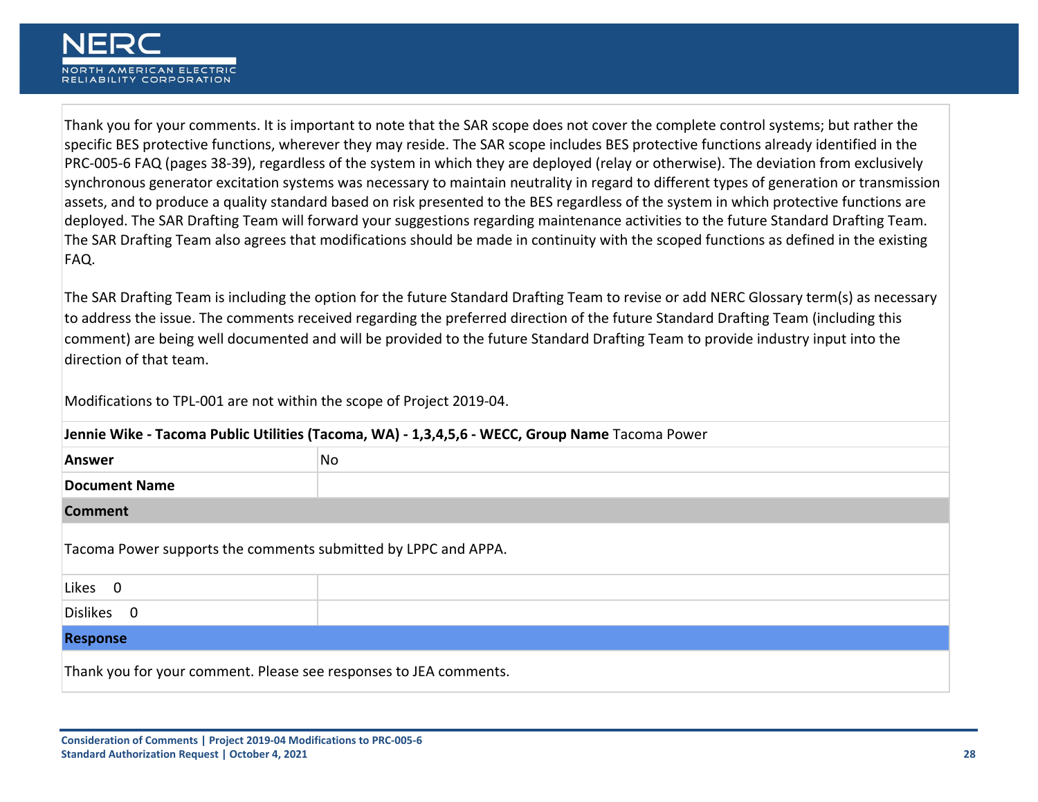Thank you for your comments. It is important to note that the SAR scope does not cover the complete control systems; but rather the specific BES protective functions, wherever they may reside. The SAR scope includes BES protective functions already identified in the PRC-005-6 FAQ (pages 38-39), regardless of the system in which they are deployed (relay or otherwise). The deviation from exclusively synchronous generator excitation systems was necessary to maintain neutrality in regard to different types of generation or transmission assets, and to produce a quality standard based on risk presented to the BES regardless of the system in which protective functions are deployed. The SAR Drafting Team will forward your suggestions regarding maintenance activities to the future Standard Drafting Team. The SAR Drafting Team also agrees that modifications should be made in continuity with the scoped functions as defined in the existing FAQ.

The SAR Drafting Team is including the option for the future Standard Drafting Team to revise or add NERC Glossary term(s) as necessary to address the issue. The comments received regarding the preferred direction of the future Standard Drafting Team (including this comment) are being well documented and will be provided to the future Standard Drafting Team to provide industry input into the direction of that team.

Modifications to TPL-001 are not within the scope of Project 2019-04.

**Jennie Wike - Tacoma Public Utilities (Tacoma, WA) - 1,3,4,5,6 - WECC, Group Name** Tacoma Power

| | |
|---|---|
| **Answer** | No |
| **Document Name** | |

**Comment**

Tacoma Power supports the comments submitted by LPPC and APPA.

| | |
|---|---|
| Likes 0 | |
| Dislikes 0 | |

**Response**

Thank you for your comment. Please see responses to JEA comments.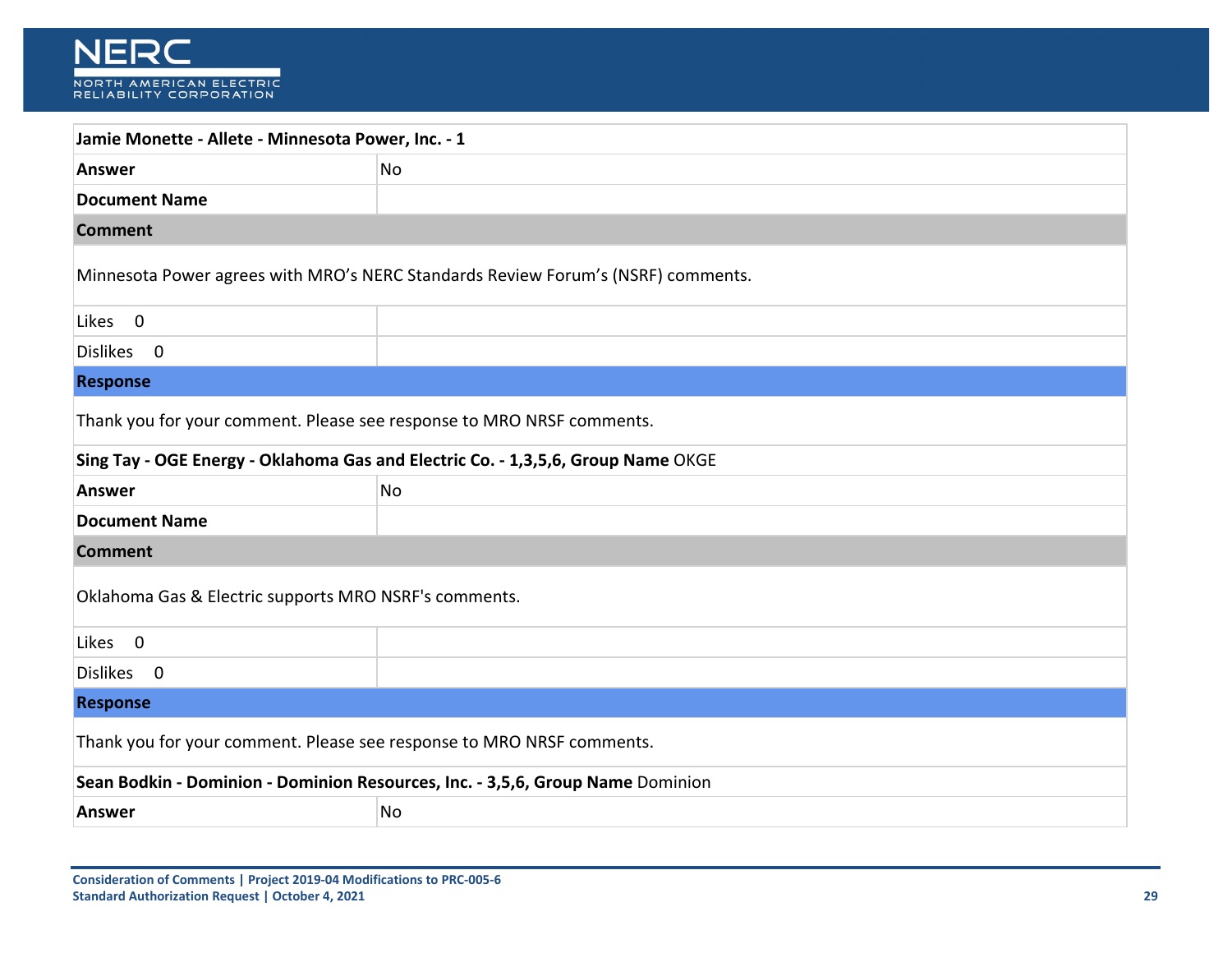| Jamie Monette - Allete - Minnesota Power, Inc. - 1 | |
|---|---|
| **Answer** | No |
| **Document Name** | |
| **Comment** | |

Minnesota Power agrees with MRO's NERC Standards Review Forum's (NSRF) comments.

| | |
|---|---|
| Likes 0 | |
| Dislikes 0 | |

**Response**

Thank you for your comment. Please see response to MRO NRSF comments.

| **Sing Tay - OGE Energy - Oklahoma Gas and Electric Co. - 1,3,5,6, Group Name** OKGE | |
|---|---|
| **Answer** | No |
| **Document Name** | |
| **Comment** | |

Oklahoma Gas & Electric supports MRO NSRF's comments.

| | |
|---|---|
| Likes 0 | |
| Dislikes 0 | |

**Response**

Thank you for your comment. Please see response to MRO NRSF comments.

| **Sean Bodkin - Dominion - Dominion Resources, Inc. - 3,5,6, Group Name** Dominion | |
|---|---|
| **Answer** | No |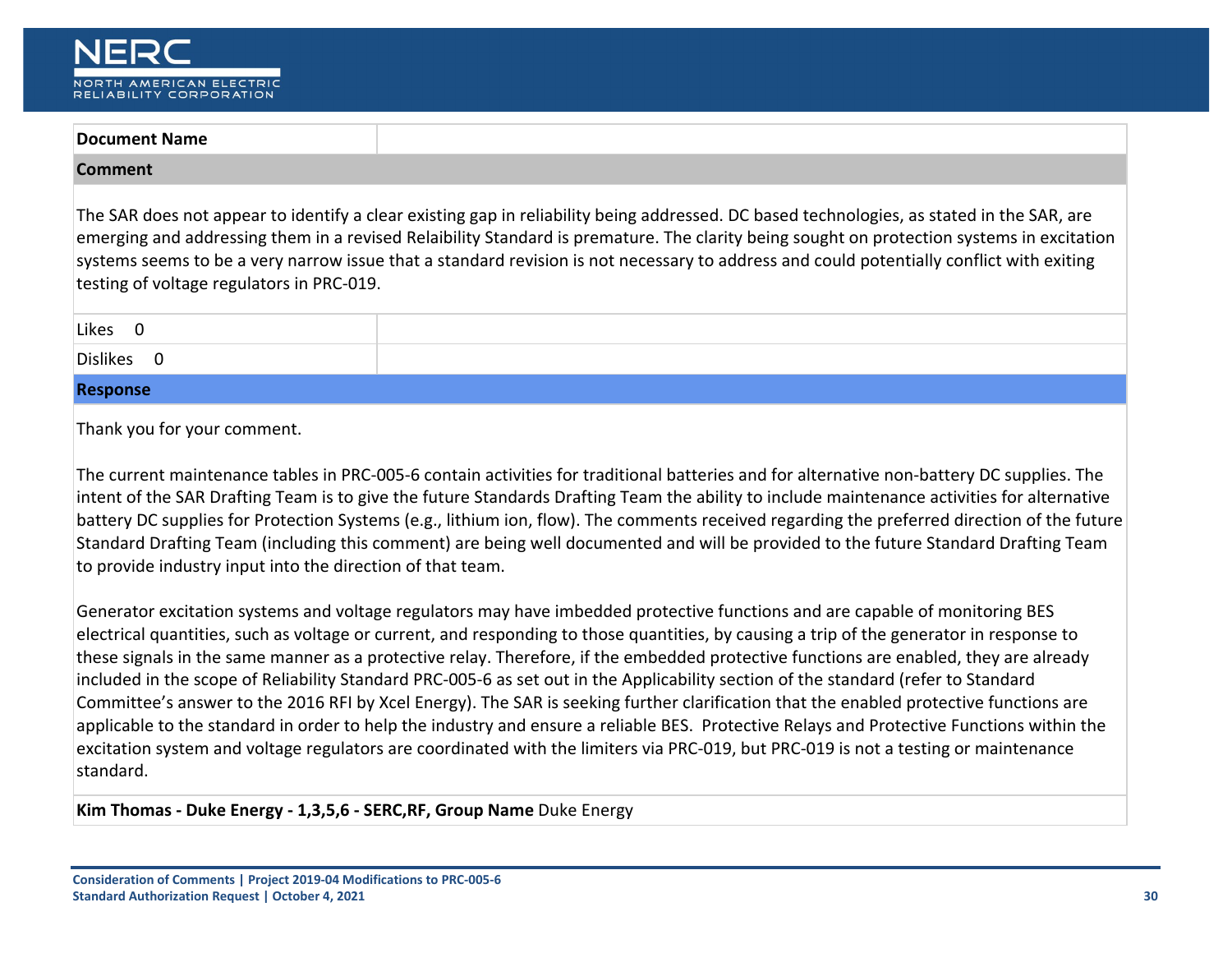| Document Name | |
|---|---|
| **Comment** | |

The SAR does not appear to identify a clear existing gap in reliability being addressed. DC based technologies, as stated in the SAR, are emerging and addressing them in a revised Relaibility Standard is premature. The clarity being sought on protection systems in excitation systems seems to be a very narrow issue that a standard revision is not necessary to address and could potentially conflict with exiting testing of voltage regulators in PRC-019.

| | |
|---|---|
| Likes 0 | |
| Dislikes 0 | |

**Response**

Thank you for your comment.

The current maintenance tables in PRC-005-6 contain activities for traditional batteries and for alternative non-battery DC supplies. The intent of the SAR Drafting Team is to give the future Standards Drafting Team the ability to include maintenance activities for alternative battery DC supplies for Protection Systems (e.g., lithium ion, flow). The comments received regarding the preferred direction of the future Standard Drafting Team (including this comment) are being well documented and will be provided to the future Standard Drafting Team to provide industry input into the direction of that team.

Generator excitation systems and voltage regulators may have imbedded protective functions and are capable of monitoring BES electrical quantities, such as voltage or current, and responding to those quantities, by causing a trip of the generator in response to these signals in the same manner as a protective relay. Therefore, if the embedded protective functions are enabled, they are already included in the scope of Reliability Standard PRC-005-6 as set out in the Applicability section of the standard (refer to Standard Committee's answer to the 2016 RFI by Xcel Energy). The SAR is seeking further clarification that the enabled protective functions are applicable to the standard in order to help the industry and ensure a reliable BES. Protective Relays and Protective Functions within the excitation system and voltage regulators are coordinated with the limiters via PRC-019, but PRC-019 is not a testing or maintenance standard.

**Kim Thomas - Duke Energy - 1,3,5,6 - SERC,RF, Group Name** Duke Energy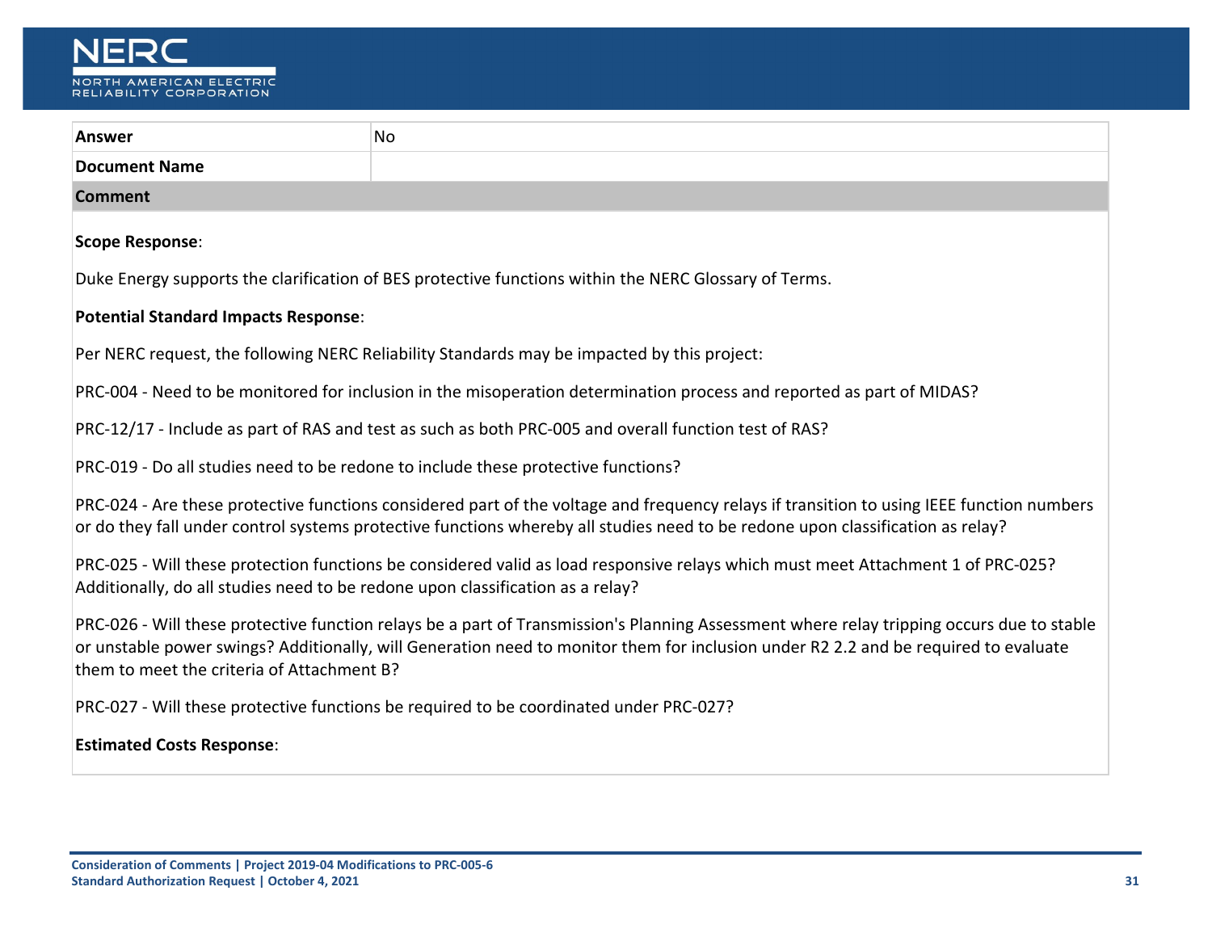| Answer | No |
| --- | --- |
| Document Name | |
| **Comment** | |

**Scope Response**:

Duke Energy supports the clarification of BES protective functions within the NERC Glossary of Terms.

**Potential Standard Impacts Response**:

Per NERC request, the following NERC Reliability Standards may be impacted by this project:

PRC-004 - Need to be monitored for inclusion in the misoperation determination process and reported as part of MIDAS?

PRC-12/17 - Include as part of RAS and test as such as both PRC-005 and overall function test of RAS?

PRC-019 - Do all studies need to be redone to include these protective functions?

PRC-024 - Are these protective functions considered part of the voltage and frequency relays if transition to using IEEE function numbers or do they fall under control systems protective functions whereby all studies need to be redone upon classification as relay?

PRC-025 - Will these protection functions be considered valid as load responsive relays which must meet Attachment 1 of PRC-025? Additionally, do all studies need to be redone upon classification as a relay?

PRC-026 - Will these protective function relays be a part of Transmission's Planning Assessment where relay tripping occurs due to stable or unstable power swings? Additionally, will Generation need to monitor them for inclusion under R2 2.2 and be required to evaluate them to meet the criteria of Attachment B?

PRC-027 - Will these protective functions be required to be coordinated under PRC-027?

**Estimated Costs Response**: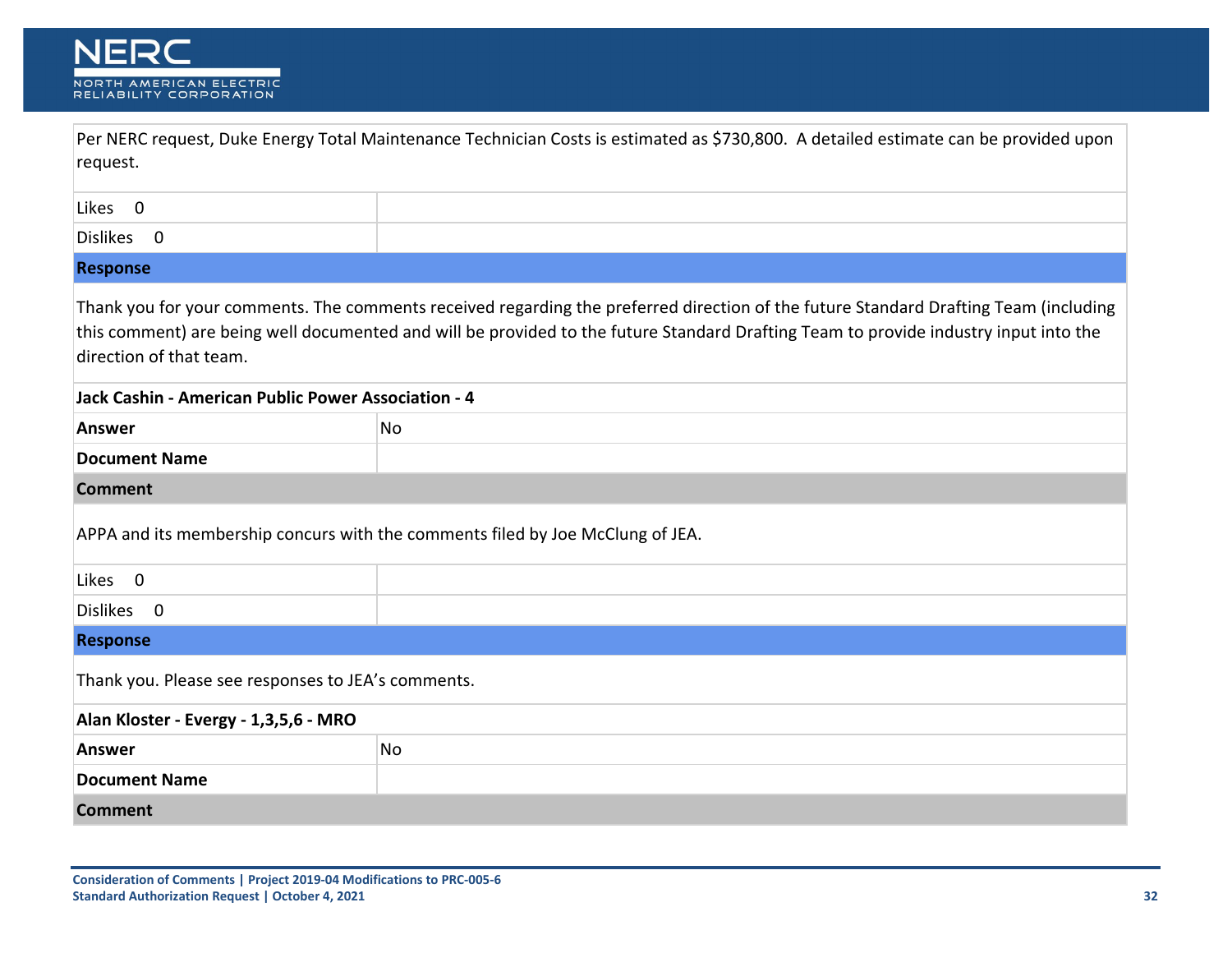Per NERC request, Duke Energy Total Maintenance Technician Costs is estimated as $730,800. A detailed estimate can be provided upon request.

| Likes 0 | |
|---|---|
| Dislikes 0 | |

**Response**

Thank you for your comments. The comments received regarding the preferred direction of the future Standard Drafting Team (including this comment) are being well documented and will be provided to the future Standard Drafting Team to provide industry input into the direction of that team.

**Jack Cashin - American Public Power Association - 4**

| **Answer** | No |
|---|---|
| **Document Name** | |

**Comment**

APPA and its membership concurs with the comments filed by Joe McClung of JEA.

| Likes 0 | |
|---|---|
| Dislikes 0 | |

**Response**

Thank you. Please see responses to JEA's comments.

**Alan Kloster - Evergy - 1,3,5,6 - MRO**

| **Answer** | No |
|---|---|
| **Document Name** | |

**Comment**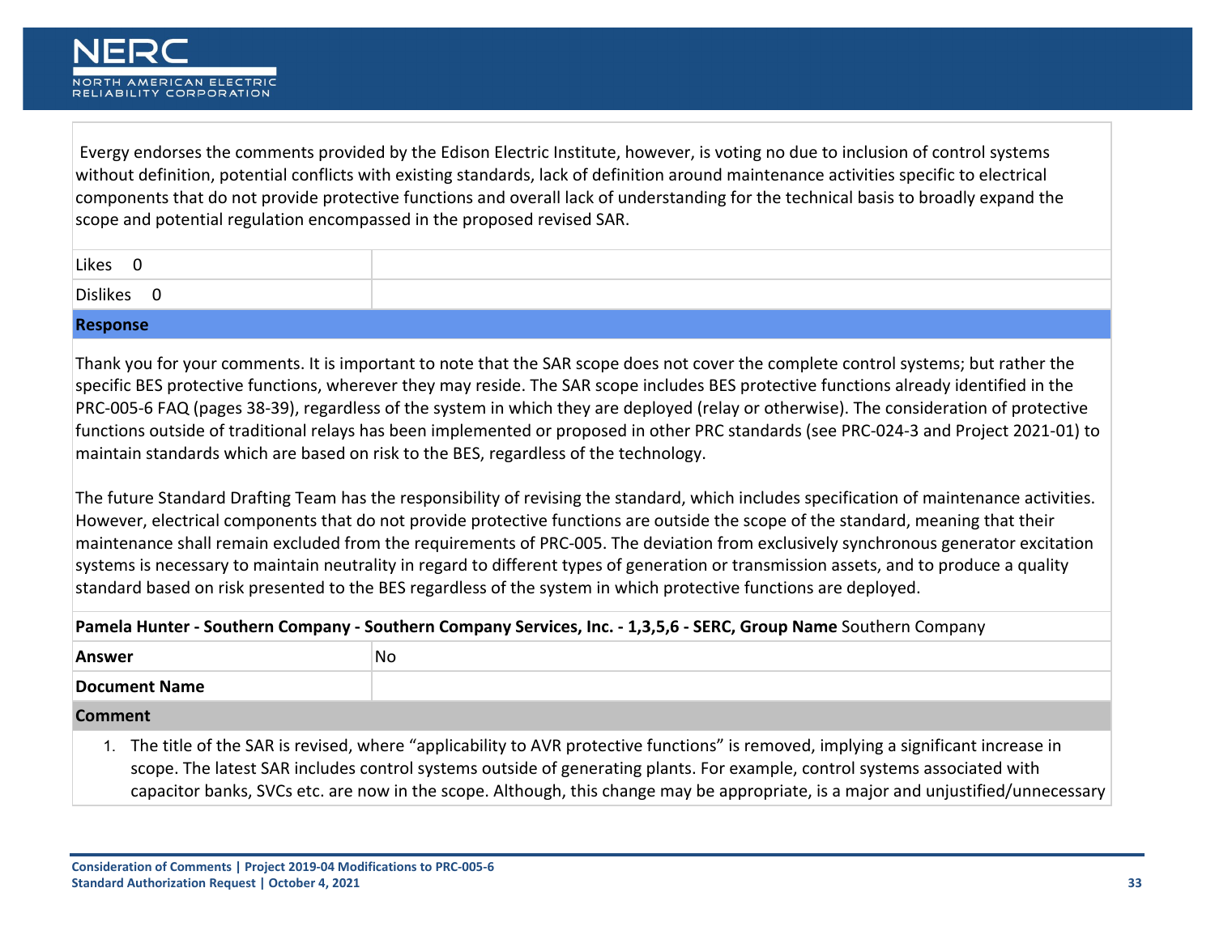Evergy endorses the comments provided by the Edison Electric Institute, however, is voting no due to inclusion of control systems without definition, potential conflicts with existing standards, lack of definition around maintenance activities specific to electrical components that do not provide protective functions and overall lack of understanding for the technical basis to broadly expand the scope and potential regulation encompassed in the proposed revised SAR.

| Likes 0 | |
|---|---|
| Dislikes 0 | |

**Response**

Thank you for your comments. It is important to note that the SAR scope does not cover the complete control systems; but rather the specific BES protective functions, wherever they may reside. The SAR scope includes BES protective functions already identified in the PRC-005-6 FAQ (pages 38-39), regardless of the system in which they are deployed (relay or otherwise). The consideration of protective functions outside of traditional relays has been implemented or proposed in other PRC standards (see PRC-024-3 and Project 2021-01) to maintain standards which are based on risk to the BES, regardless of the technology.

The future Standard Drafting Team has the responsibility of revising the standard, which includes specification of maintenance activities. However, electrical components that do not provide protective functions are outside the scope of the standard, meaning that their maintenance shall remain excluded from the requirements of PRC-005. The deviation from exclusively synchronous generator excitation systems is necessary to maintain neutrality in regard to different types of generation or transmission assets, and to produce a quality standard based on risk presented to the BES regardless of the system in which protective functions are deployed.

**Pamela Hunter - Southern Company - Southern Company Services, Inc. - 1,3,5,6 - SERC, Group Name** Southern Company

| **Answer** | No |
|---|---|
| **Document Name** | |

**Comment**

1. The title of the SAR is revised, where “applicability to AVR protective functions” is removed, implying a significant increase in scope. The latest SAR includes control systems outside of generating plants. For example, control systems associated with capacitor banks, SVCs etc. are now in the scope. Although, this change may be appropriate, is a major and unjustified/unnecessary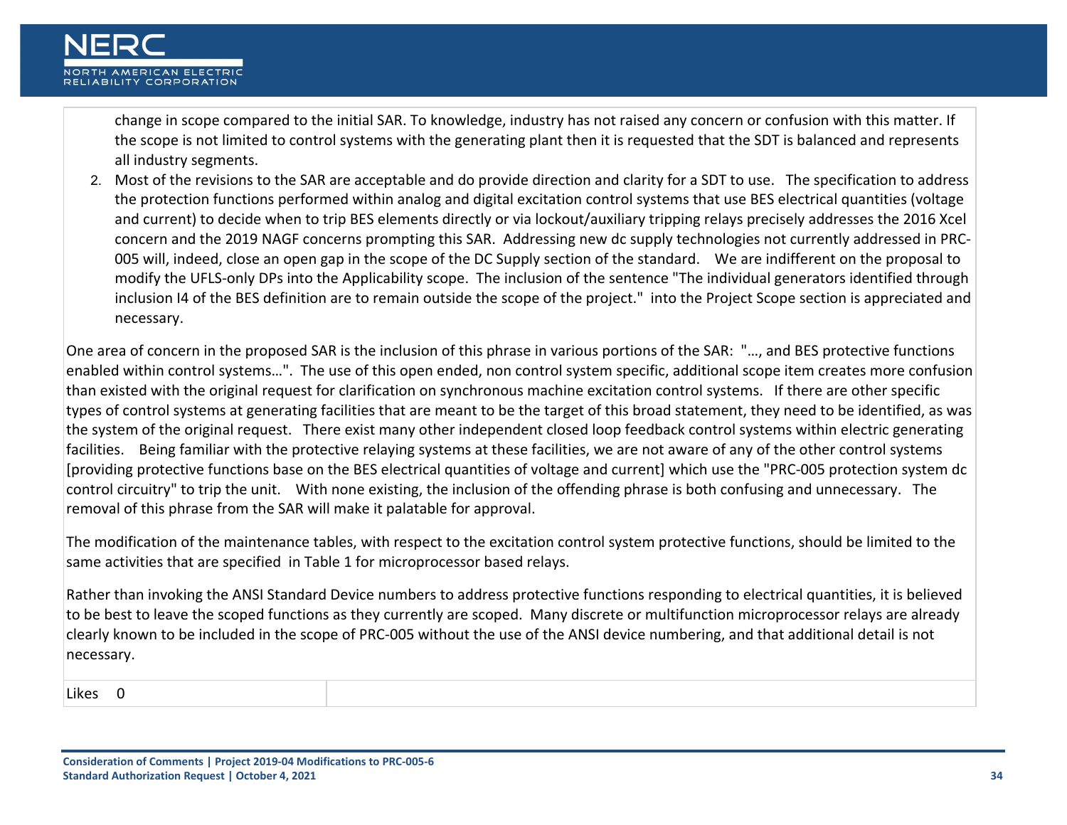change in scope compared to the initial SAR. To knowledge, industry has not raised any concern or confusion with this matter. If the scope is not limited to control systems with the generating plant then it is requested that the SDT is balanced and represents all industry segments.

2. Most of the revisions to the SAR are acceptable and do provide direction and clarity for a SDT to use. The specification to address the protection functions performed within analog and digital excitation control systems that use BES electrical quantities (voltage and current) to decide when to trip BES elements directly or via lockout/auxiliary tripping relays precisely addresses the 2016 Xcel concern and the 2019 NAGF concerns prompting this SAR. Addressing new dc supply technologies not currently addressed in PRC-005 will, indeed, close an open gap in the scope of the DC Supply section of the standard. We are indifferent on the proposal to modify the UFLS-only DPs into the Applicability scope. The inclusion of the sentence "The individual generators identified through inclusion I4 of the BES definition are to remain outside the scope of the project." into the Project Scope section is appreciated and necessary.

One area of concern in the proposed SAR is the inclusion of this phrase in various portions of the SAR: "…, and BES protective functions enabled within control systems…". The use of this open ended, non control system specific, additional scope item creates more confusion than existed with the original request for clarification on synchronous machine excitation control systems. If there are other specific types of control systems at generating facilities that are meant to be the target of this broad statement, they need to be identified, as was the system of the original request. There exist many other independent closed loop feedback control systems within electric generating facilities. Being familiar with the protective relaying systems at these facilities, we are not aware of any of the other control systems [providing protective functions base on the BES electrical quantities of voltage and current] which use the "PRC-005 protection system dc control circuitry" to trip the unit. With none existing, the inclusion of the offending phrase is both confusing and unnecessary. The removal of this phrase from the SAR will make it palatable for approval.

The modification of the maintenance tables, with respect to the excitation control system protective functions, should be limited to the same activities that are specified in Table 1 for microprocessor based relays.

Rather than invoking the ANSI Standard Device numbers to address protective functions responding to electrical quantities, it is believed to be best to leave the scoped functions as they currently are scoped. Many discrete or multifunction microprocessor relays are already clearly known to be included in the scope of PRC-005 without the use of the ANSI device numbering, and that additional detail is not necessary.

| Likes 0 | |
|---|---|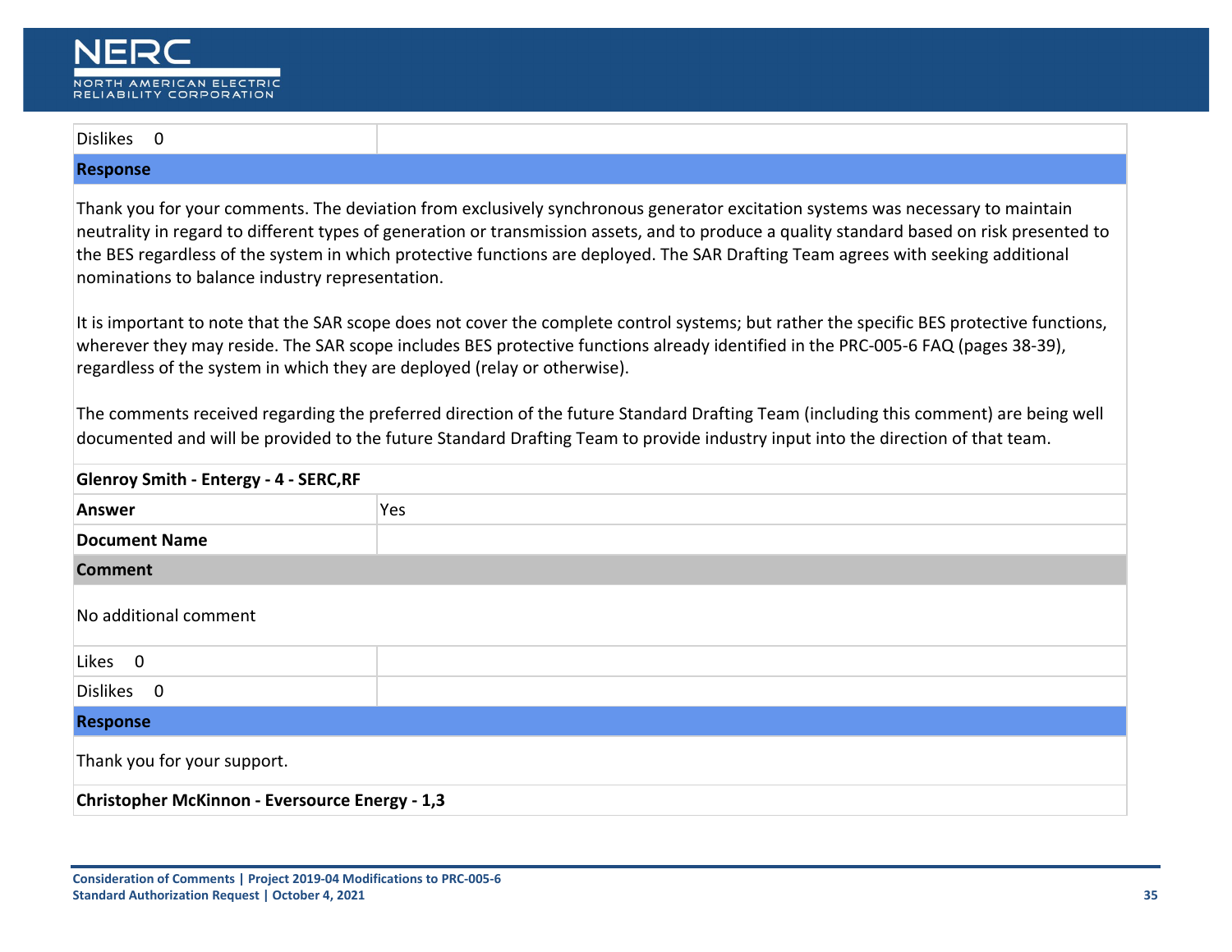| Dislikes 0 | |
|---|---|

**Response**

Thank you for your comments. The deviation from exclusively synchronous generator excitation systems was necessary to maintain neutrality in regard to different types of generation or transmission assets, and to produce a quality standard based on risk presented to the BES regardless of the system in which protective functions are deployed. The SAR Drafting Team agrees with seeking additional nominations to balance industry representation.

It is important to note that the SAR scope does not cover the complete control systems; but rather the specific BES protective functions, wherever they may reside. The SAR scope includes BES protective functions already identified in the PRC-005-6 FAQ (pages 38-39), regardless of the system in which they are deployed (relay or otherwise).

The comments received regarding the preferred direction of the future Standard Drafting Team (including this comment) are being well documented and will be provided to the future Standard Drafting Team to provide industry input into the direction of that team.

**Glenroy Smith - Entergy - 4 - SERC,RF**

| **Answer** | Yes |
|---|---|
| **Document Name** | |

**Comment**

No additional comment

| Likes 0 | |
|---|---|
| Dislikes 0 | |

**Response**

Thank you for your support.

**Christopher McKinnon - Eversource Energy - 1,3**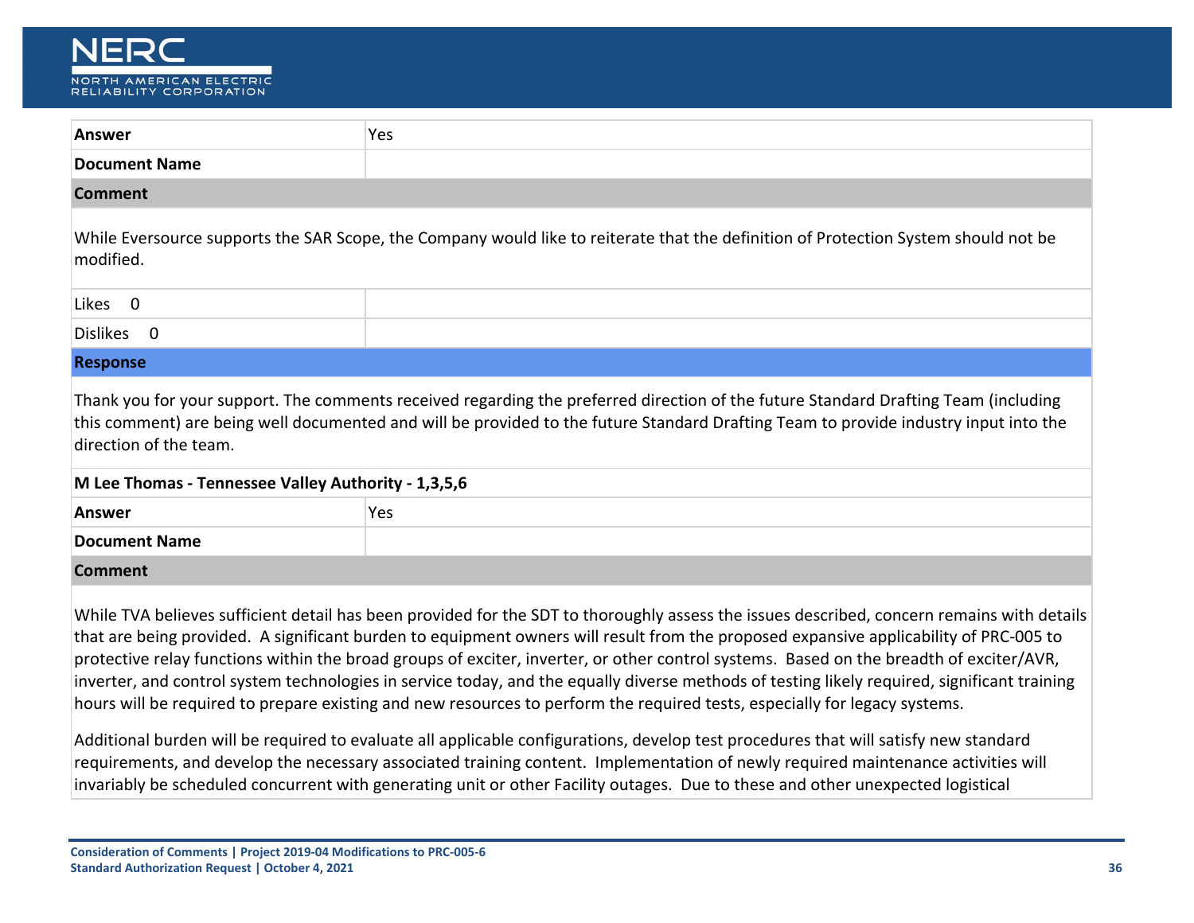| | |
|---|---|
| **Answer** | Yes |
| **Document Name** | |

**Comment**

While Eversource supports the SAR Scope, the Company would like to reiterate that the definition of Protection System should not be modified.

| | |
|---|---|
| Likes 0 | |
| Dislikes 0 | |

**Response**

Thank you for your support. The comments received regarding the preferred direction of the future Standard Drafting Team (including this comment) are being well documented and will be provided to the future Standard Drafting Team to provide industry input into the direction of the team.

**M Lee Thomas - Tennessee Valley Authority - 1,3,5,6**

| | |
|---|---|
| **Answer** | Yes |
| **Document Name** | |

**Comment**

While TVA believes sufficient detail has been provided for the SDT to thoroughly assess the issues described, concern remains with details that are being provided. A significant burden to equipment owners will result from the proposed expansive applicability of PRC-005 to protective relay functions within the broad groups of exciter, inverter, or other control systems. Based on the breadth of exciter/AVR, inverter, and control system technologies in service today, and the equally diverse methods of testing likely required, significant training hours will be required to prepare existing and new resources to perform the required tests, especially for legacy systems.

Additional burden will be required to evaluate all applicable configurations, develop test procedures that will satisfy new standard requirements, and develop the necessary associated training content. Implementation of newly required maintenance activities will invariably be scheduled concurrent with generating unit or other Facility outages. Due to these and other unexpected logistical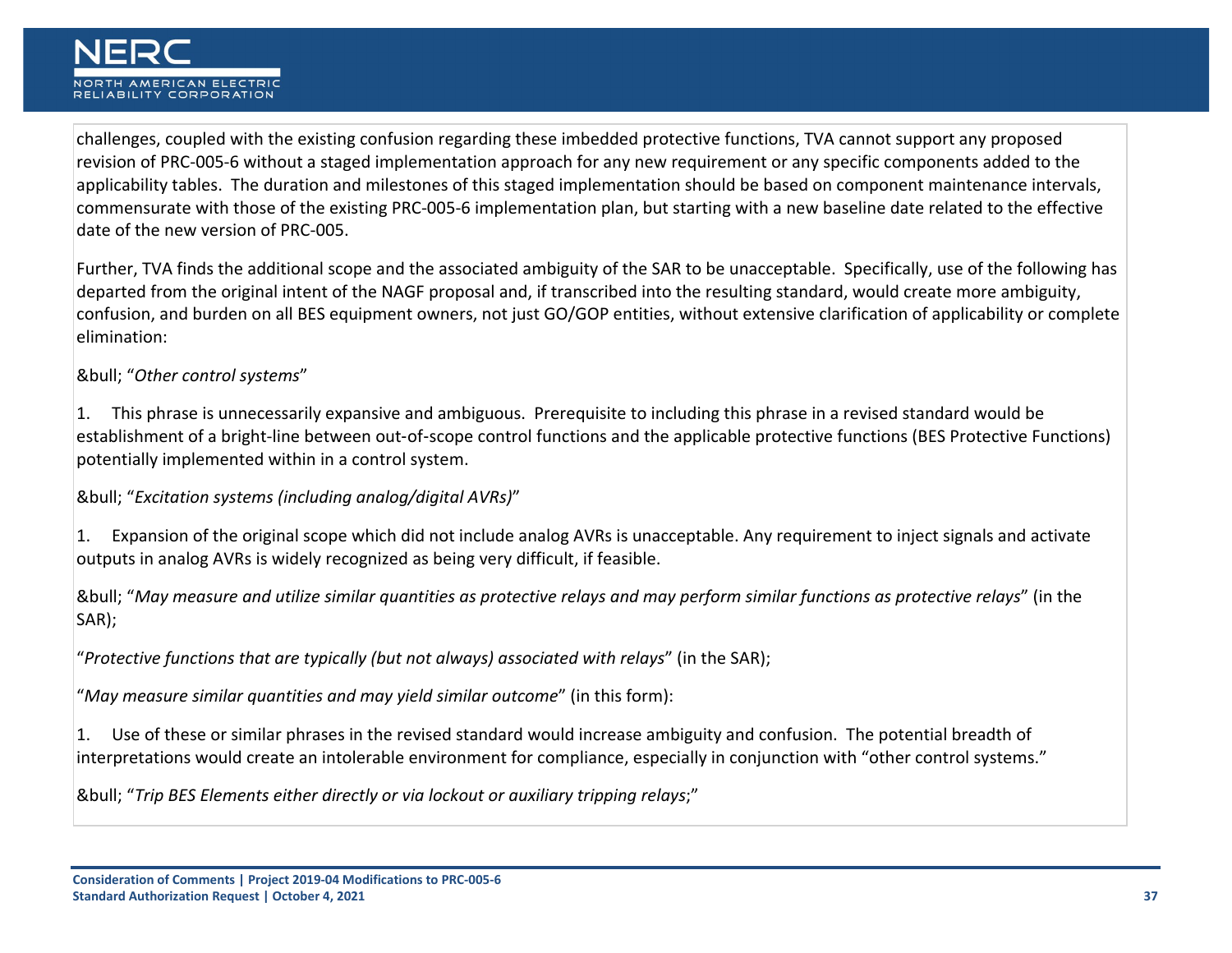challenges, coupled with the existing confusion regarding these imbedded protective functions, TVA cannot support any proposed revision of PRC-005-6 without a staged implementation approach for any new requirement or any specific components added to the applicability tables. The duration and milestones of this staged implementation should be based on component maintenance intervals, commensurate with those of the existing PRC-005-6 implementation plan, but starting with a new baseline date related to the effective date of the new version of PRC-005.

Further, TVA finds the additional scope and the associated ambiguity of the SAR to be unacceptable. Specifically, use of the following has departed from the original intent of the NAGF proposal and, if transcribed into the resulting standard, would create more ambiguity, confusion, and burden on all BES equipment owners, not just GO/GOP entities, without extensive clarification of applicability or complete elimination:

&bull; "*Other control systems*"

1. This phrase is unnecessarily expansive and ambiguous. Prerequisite to including this phrase in a revised standard would be establishment of a bright-line between out-of-scope control functions and the applicable protective functions (BES Protective Functions) potentially implemented within in a control system.

&bull; "*Excitation systems (including analog/digital AVRs)*"

1. Expansion of the original scope which did not include analog AVRs is unacceptable. Any requirement to inject signals and activate outputs in analog AVRs is widely recognized as being very difficult, if feasible.

&bull; "*May measure and utilize similar quantities as protective relays and may perform similar functions as protective relays*" (in the SAR);

"*Protective functions that are typically (but not always) associated with relays*" (in the SAR);

"*May measure similar quantities and may yield similar outcome*" (in this form):

1. Use of these or similar phrases in the revised standard would increase ambiguity and confusion. The potential breadth of interpretations would create an intolerable environment for compliance, especially in conjunction with "other control systems."

&bull; "*Trip BES Elements either directly or via lockout or auxiliary tripping relays*;"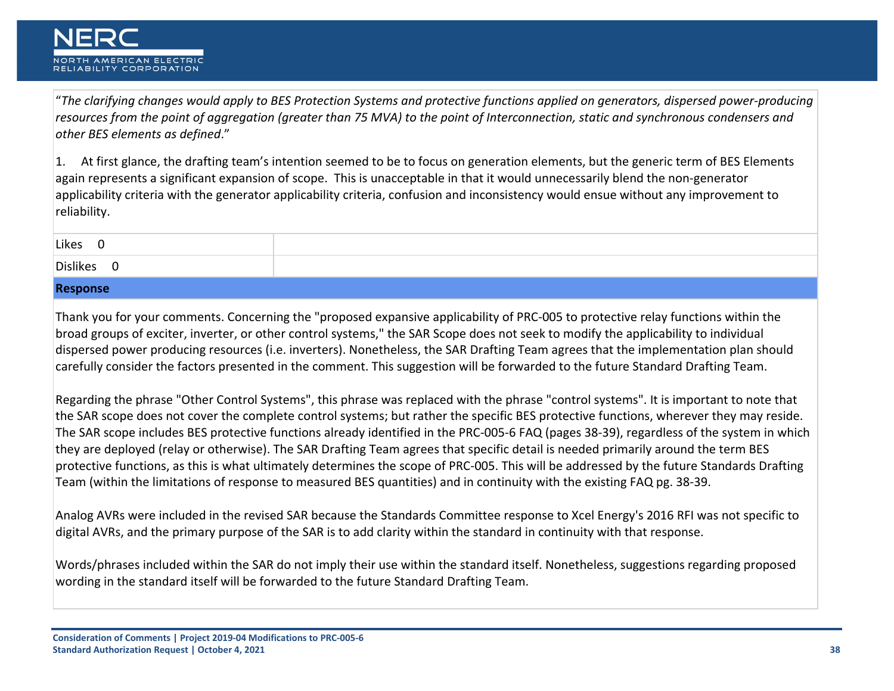"*The clarifying changes would apply to BES Protection Systems and protective functions applied on generators, dispersed power-producing resources from the point of aggregation (greater than 75 MVA) to the point of Interconnection, static and synchronous condensers and other BES elements as defined*."

1. At first glance, the drafting team's intention seemed to be to focus on generation elements, but the generic term of BES Elements again represents a significant expansion of scope. This is unacceptable in that it would unnecessarily blend the non-generator applicability criteria with the generator applicability criteria, confusion and inconsistency would ensue without any improvement to reliability.

| Likes 0 | |
|---|---|
| Dislikes 0 | |

**Response**

Thank you for your comments. Concerning the "proposed expansive applicability of PRC-005 to protective relay functions within the broad groups of exciter, inverter, or other control systems," the SAR Scope does not seek to modify the applicability to individual dispersed power producing resources (i.e. inverters). Nonetheless, the SAR Drafting Team agrees that the implementation plan should carefully consider the factors presented in the comment. This suggestion will be forwarded to the future Standard Drafting Team.

Regarding the phrase "Other Control Systems", this phrase was replaced with the phrase "control systems". It is important to note that the SAR scope does not cover the complete control systems; but rather the specific BES protective functions, wherever they may reside. The SAR scope includes BES protective functions already identified in the PRC-005-6 FAQ (pages 38-39), regardless of the system in which they are deployed (relay or otherwise). The SAR Drafting Team agrees that specific detail is needed primarily around the term BES protective functions, as this is what ultimately determines the scope of PRC-005. This will be addressed by the future Standards Drafting Team (within the limitations of response to measured BES quantities) and in continuity with the existing FAQ pg. 38-39.

Analog AVRs were included in the revised SAR because the Standards Committee response to Xcel Energy's 2016 RFI was not specific to digital AVRs, and the primary purpose of the SAR is to add clarity within the standard in continuity with that response.

Words/phrases included within the SAR do not imply their use within the standard itself. Nonetheless, suggestions regarding proposed wording in the standard itself will be forwarded to the future Standard Drafting Team.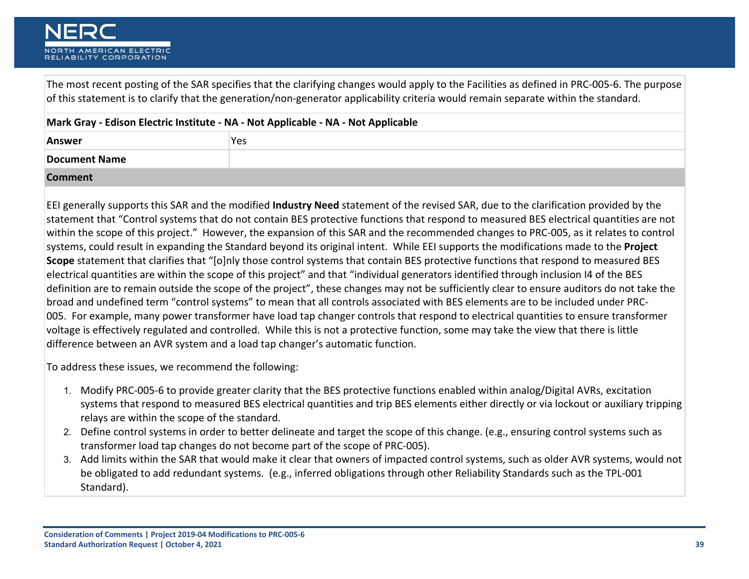The most recent posting of the SAR specifies that the clarifying changes would apply to the Facilities as defined in PRC-005-6. The purpose of this statement is to clarify that the generation/non-generator applicability criteria would remain separate within the standard.

**Mark Gray - Edison Electric Institute - NA - Not Applicable - NA - Not Applicable**

| | |
|---|---|
| **Answer** | Yes |
| **Document Name** | |

**Comment**

EEI generally supports this SAR and the modified **Industry Need** statement of the revised SAR, due to the clarification provided by the statement that "Control systems that do not contain BES protective functions that respond to measured BES electrical quantities are not within the scope of this project." However, the expansion of this SAR and the recommended changes to PRC-005, as it relates to control systems, could result in expanding the Standard beyond its original intent. While EEI supports the modifications made to the **Project Scope** statement that clarifies that "[o]nly those control systems that contain BES protective functions that respond to measured BES electrical quantities are within the scope of this project" and that "individual generators identified through inclusion I4 of the BES definition are to remain outside the scope of the project", these changes may not be sufficiently clear to ensure auditors do not take the broad and undefined term "control systems" to mean that all controls associated with BES elements are to be included under PRC-005. For example, many power transformer have load tap changer controls that respond to electrical quantities to ensure transformer voltage is effectively regulated and controlled. While this is not a protective function, some may take the view that there is little difference between an AVR system and a load tap changer's automatic function.

To address these issues, we recommend the following:

1. Modify PRC-005-6 to provide greater clarity that the BES protective functions enabled within analog/Digital AVRs, excitation systems that respond to measured BES electrical quantities and trip BES elements either directly or via lockout or auxiliary tripping relays are within the scope of the standard.
2. Define control systems in order to better delineate and target the scope of this change. (e.g., ensuring control systems such as transformer load tap changes do not become part of the scope of PRC-005).
3. Add limits within the SAR that would make it clear that owners of impacted control systems, such as older AVR systems, would not be obligated to add redundant systems. (e.g., inferred obligations through other Reliability Standards such as the TPL-001 Standard).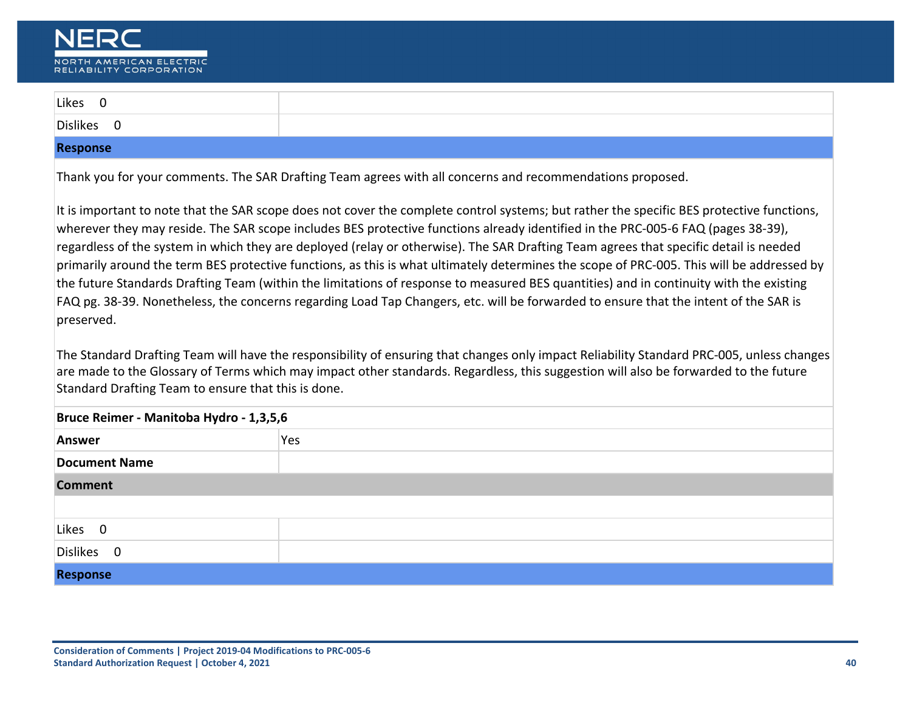| | |
|---|---|
| Likes 0 | |
| Dislikes 0 | |

**Response**

Thank you for your comments. The SAR Drafting Team agrees with all concerns and recommendations proposed.

It is important to note that the SAR scope does not cover the complete control systems; but rather the specific BES protective functions, wherever they may reside. The SAR scope includes BES protective functions already identified in the PRC-005-6 FAQ (pages 38-39), regardless of the system in which they are deployed (relay or otherwise). The SAR Drafting Team agrees that specific detail is needed primarily around the term BES protective functions, as this is what ultimately determines the scope of PRC-005. This will be addressed by the future Standards Drafting Team (within the limitations of response to measured BES quantities) and in continuity with the existing FAQ pg. 38-39. Nonetheless, the concerns regarding Load Tap Changers, etc. will be forwarded to ensure that the intent of the SAR is preserved.

The Standard Drafting Team will have the responsibility of ensuring that changes only impact Reliability Standard PRC-005, unless changes are made to the Glossary of Terms which may impact other standards. Regardless, this suggestion will also be forwarded to the future Standard Drafting Team to ensure that this is done.

**Bruce Reimer - Manitoba Hydro - 1,3,5,6**

| | |
|---|---|
| **Answer** | Yes |
| **Document Name** | |

**Comment**

| | |
|---|---|
| Likes 0 | |
| Dislikes 0 | |

**Response**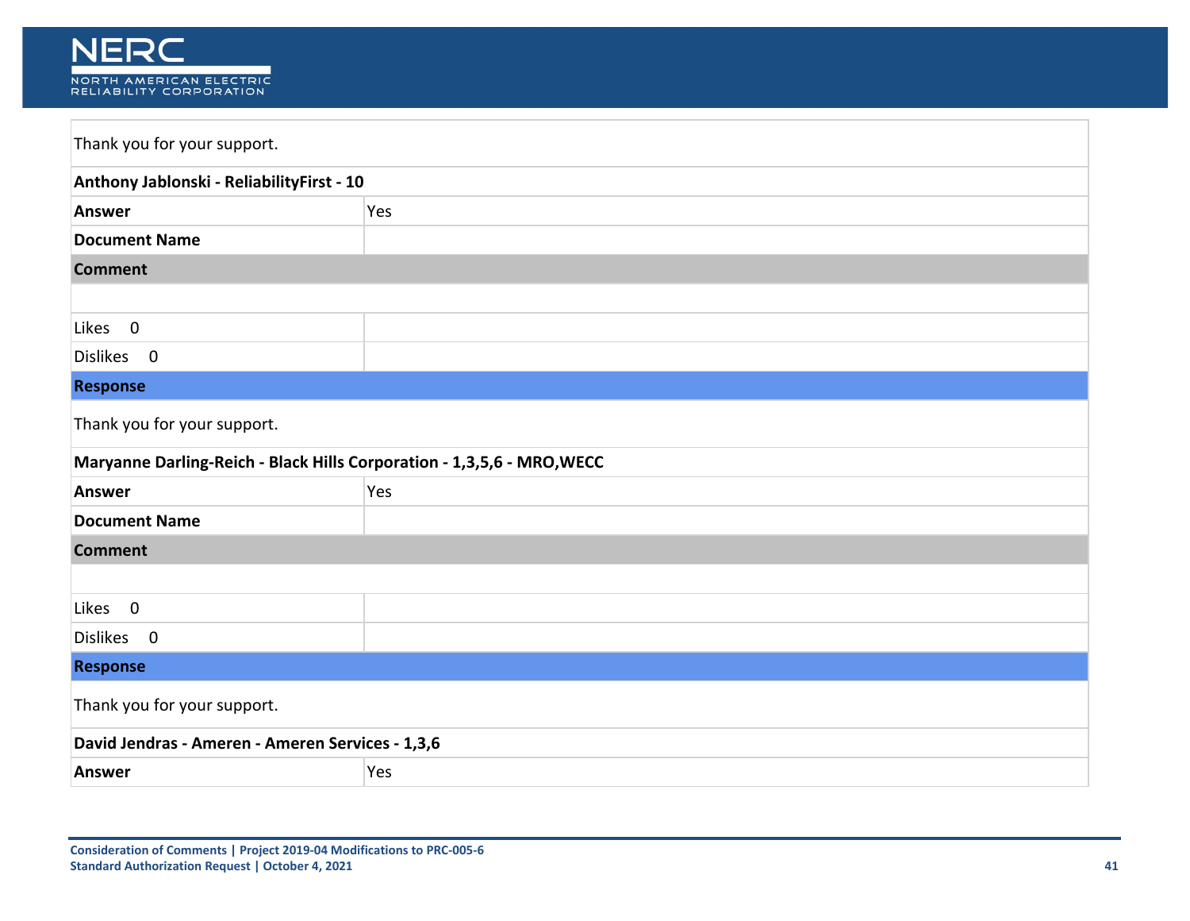Thank you for your support.

**Anthony Jablonski - ReliabilityFirst - 10**

| **Answer** | Yes |
|---|---|
| **Document Name** | |

**Comment**

| Likes 0 | |
|---|---|
| Dislikes 0 | |

**Response**

Thank you for your support.

**Maryanne Darling-Reich - Black Hills Corporation - 1,3,5,6 - MRO,WECC**

| **Answer** | Yes |
|---|---|
| **Document Name** | |

**Comment**

| Likes 0 | |
|---|---|
| Dislikes 0 | |

**Response**

Thank you for your support.

**David Jendras - Ameren - Ameren Services - 1,3,6**

| **Answer** | Yes |
|---|---|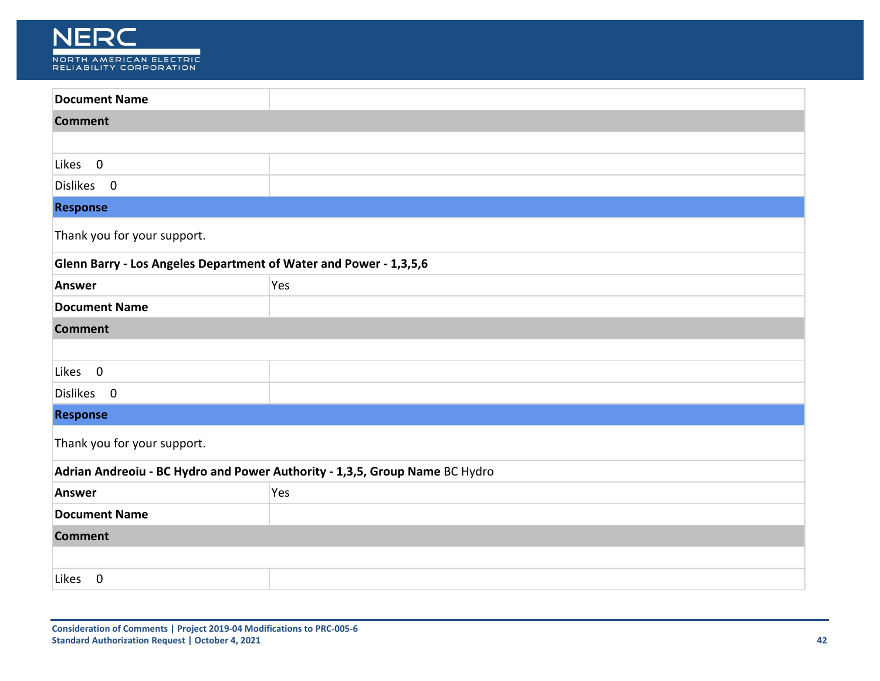| **Document Name** | |
|---|---|
| **Comment** | |
| | |
| Likes 0 | |
| Dislikes 0 | |
| **Response** | |

Thank you for your support.

**Glenn Barry - Los Angeles Department of Water and Power - 1,3,5,6**

| **Answer** | Yes |
|---|---|
| **Document Name** | |
| **Comment** | |
| | |
| Likes 0 | |
| Dislikes 0 | |
| **Response** | |

Thank you for your support.

**Adrian Andreoiu - BC Hydro and Power Authority - 1,3,5, Group Name** BC Hydro

| **Answer** | Yes |
|---|---|
| **Document Name** | |
| **Comment** | |
| | |
| Likes 0 | |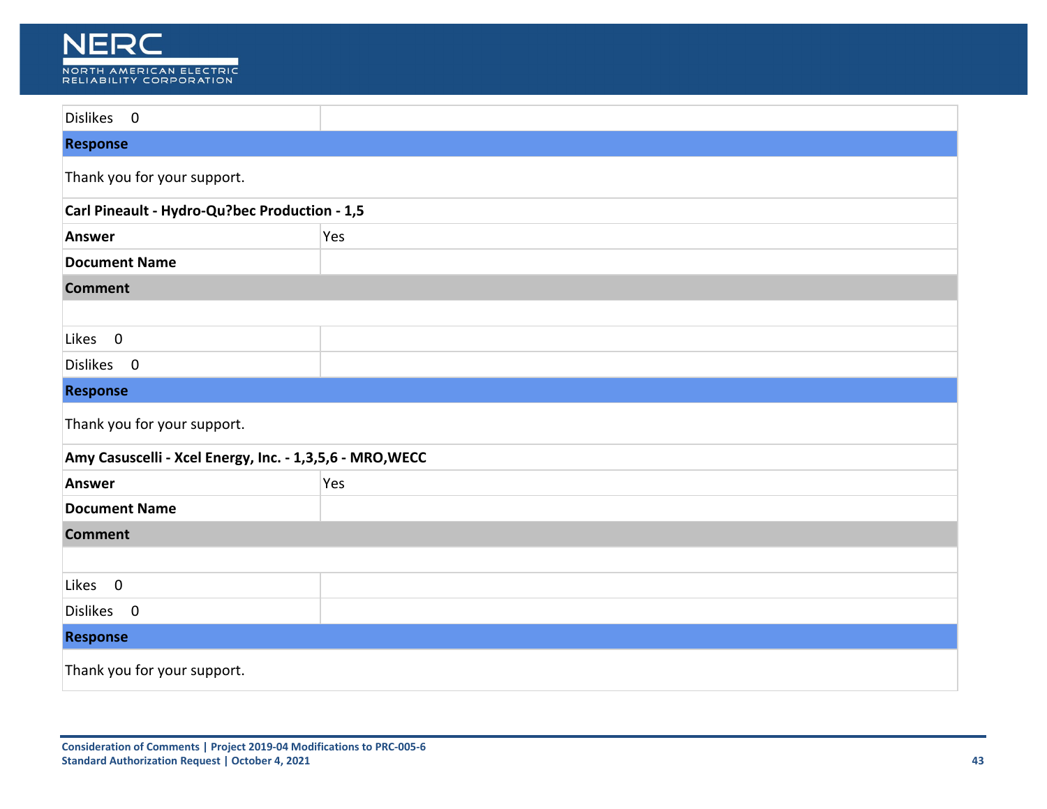| Dislikes 0 | |
|---|---|
| **Response** | |
| Thank you for your support. | |
| **Carl Pineault - Hydro-Qu?bec Production - 1,5** | |
| **Answer** | Yes |
| **Document Name** | |
| **Comment** | |
| | |
| Likes 0 | |
| Dislikes 0 | |
| **Response** | |
| Thank you for your support. | |
| **Amy Casuscelli - Xcel Energy, Inc. - 1,3,5,6 - MRO,WECC** | |
| **Answer** | Yes |
| **Document Name** | |
| **Comment** | |
| | |
| Likes 0 | |
| Dislikes 0 | |
| **Response** | |
| Thank you for your support. | |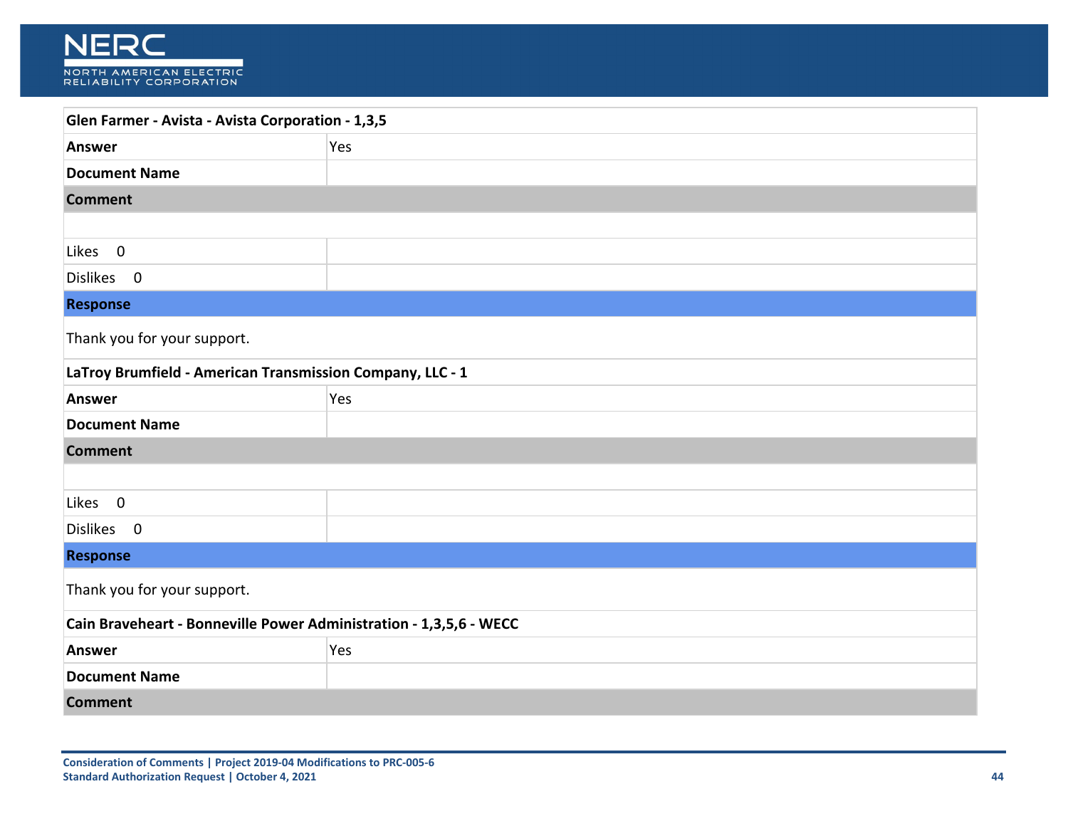**Glen Farmer - Avista - Avista Corporation - 1,3,5**

| Answer | Yes |
|---|---|
| Document Name | |

**Comment**

Likes 0

Dislikes 0

**Response**

Thank you for your support.

**LaTroy Brumfield - American Transmission Company, LLC - 1**

| Answer | Yes |
|---|---|
| Document Name | |

**Comment**

Likes 0

Dislikes 0

**Response**

Thank you for your support.

**Cain Braveheart - Bonneville Power Administration - 1,3,5,6 - WECC**

| Answer | Yes |
|---|---|
| Document Name | |

**Comment**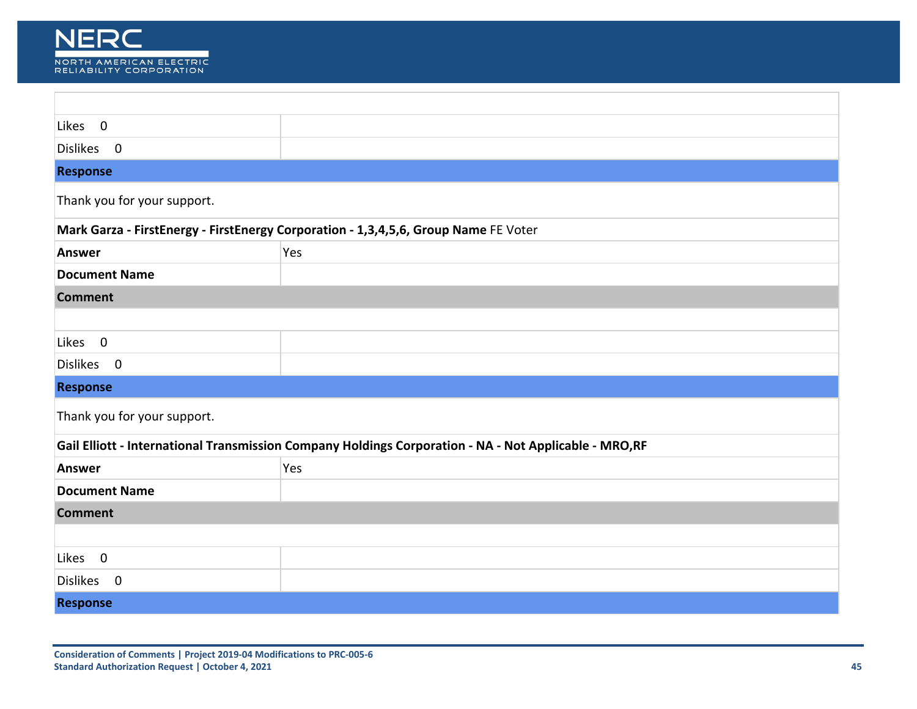| | |
|---|---|
| | |
| Likes 0 | |
| Dislikes 0 | |
| **Response** | |

Thank you for your support.

**Mark Garza - FirstEnergy - FirstEnergy Corporation - 1,3,4,5,6, Group Name** FE Voter

| | |
|---|---|
| **Answer** | Yes |
| **Document Name** | |
| **Comment** | |
| | |
| Likes 0 | |
| Dislikes 0 | |
| **Response** | |

Thank you for your support.

**Gail Elliott - International Transmission Company Holdings Corporation - NA - Not Applicable - MRO,RF**

| | |
|---|---|
| **Answer** | Yes |
| **Document Name** | |
| **Comment** | |
| | |
| Likes 0 | |
| Dislikes 0 | |
| **Response** | |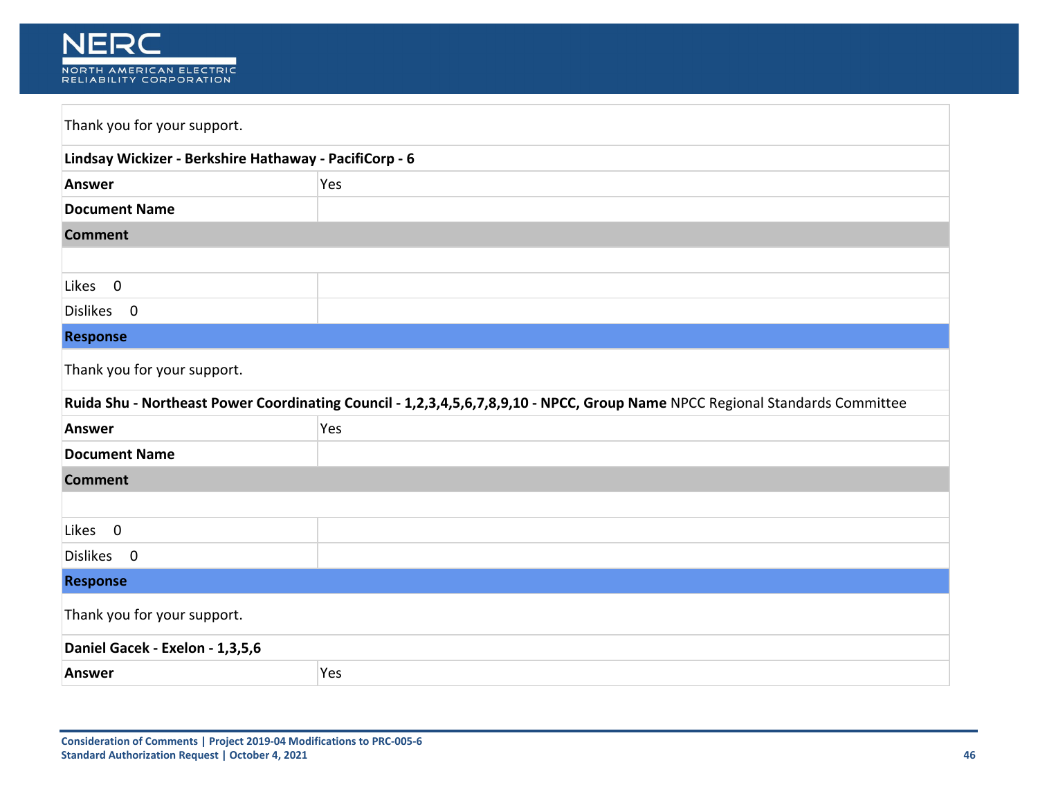Thank you for your support.

**Lindsay Wickizer - Berkshire Hathaway - PacifiCorp - 6**

| | |
|---|---|
| **Answer** | Yes |
| **Document Name** | |

**Comment**

| | |
|---|---|
| Likes 0 | |
| Dislikes 0 | |

**Response**

Thank you for your support.

**Ruida Shu - Northeast Power Coordinating Council - 1,2,3,4,5,6,7,8,9,10 - NPCC, Group Name** NPCC Regional Standards Committee

| | |
|---|---|
| **Answer** | Yes |
| **Document Name** | |

**Comment**

| | |
|---|---|
| Likes 0 | |
| Dislikes 0 | |

**Response**

Thank you for your support.

**Daniel Gacek - Exelon - 1,3,5,6**

| | |
|---|---|
| **Answer** | Yes |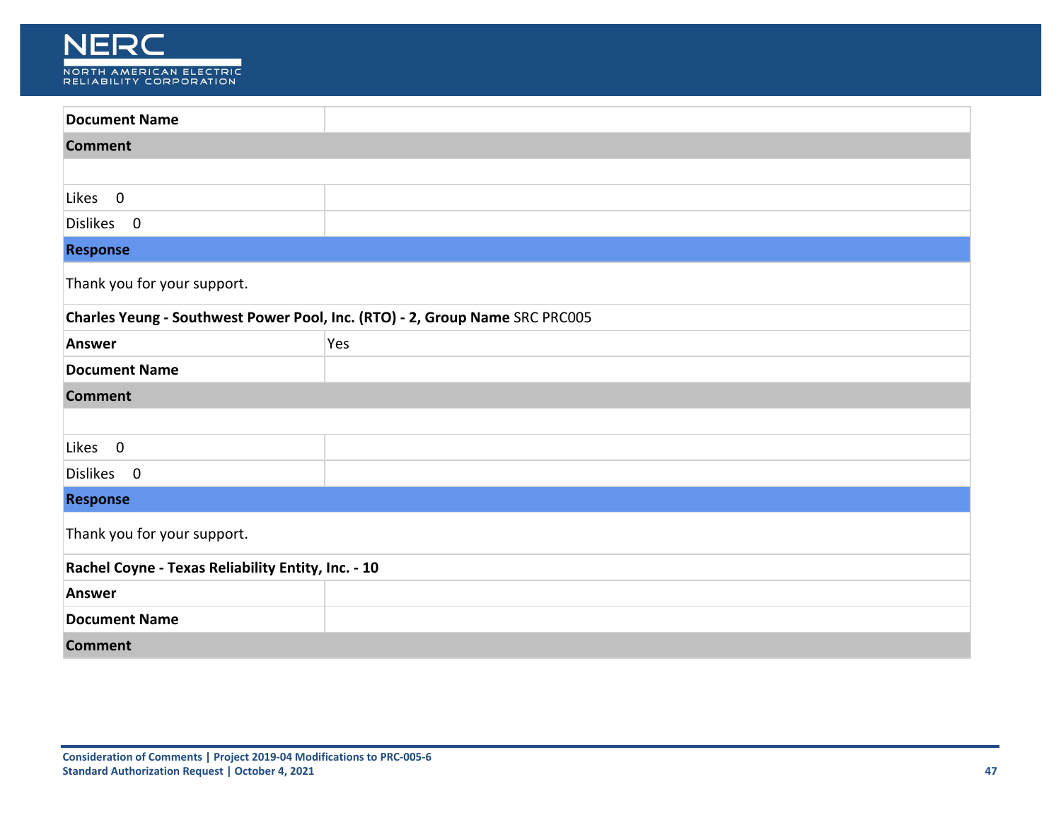| Document Name | |
|---|---|
| **Comment** | |
| | |
| Likes 0 | |
| Dislikes 0 | |
| **Response** | |
| Thank you for your support. | |

| **Charles Yeung - Southwest Power Pool, Inc. (RTO) - 2, Group Name** SRC PRC005 | |
|---|---|
| **Answer** | Yes |
| **Document Name** | |
| **Comment** | |
| | |
| Likes 0 | |
| Dislikes 0 | |
| **Response** | |
| Thank you for your support. | |

| **Rachel Coyne - Texas Reliability Entity, Inc. - 10** | |
|---|---|
| **Answer** | |
| **Document Name** | |
| **Comment** | |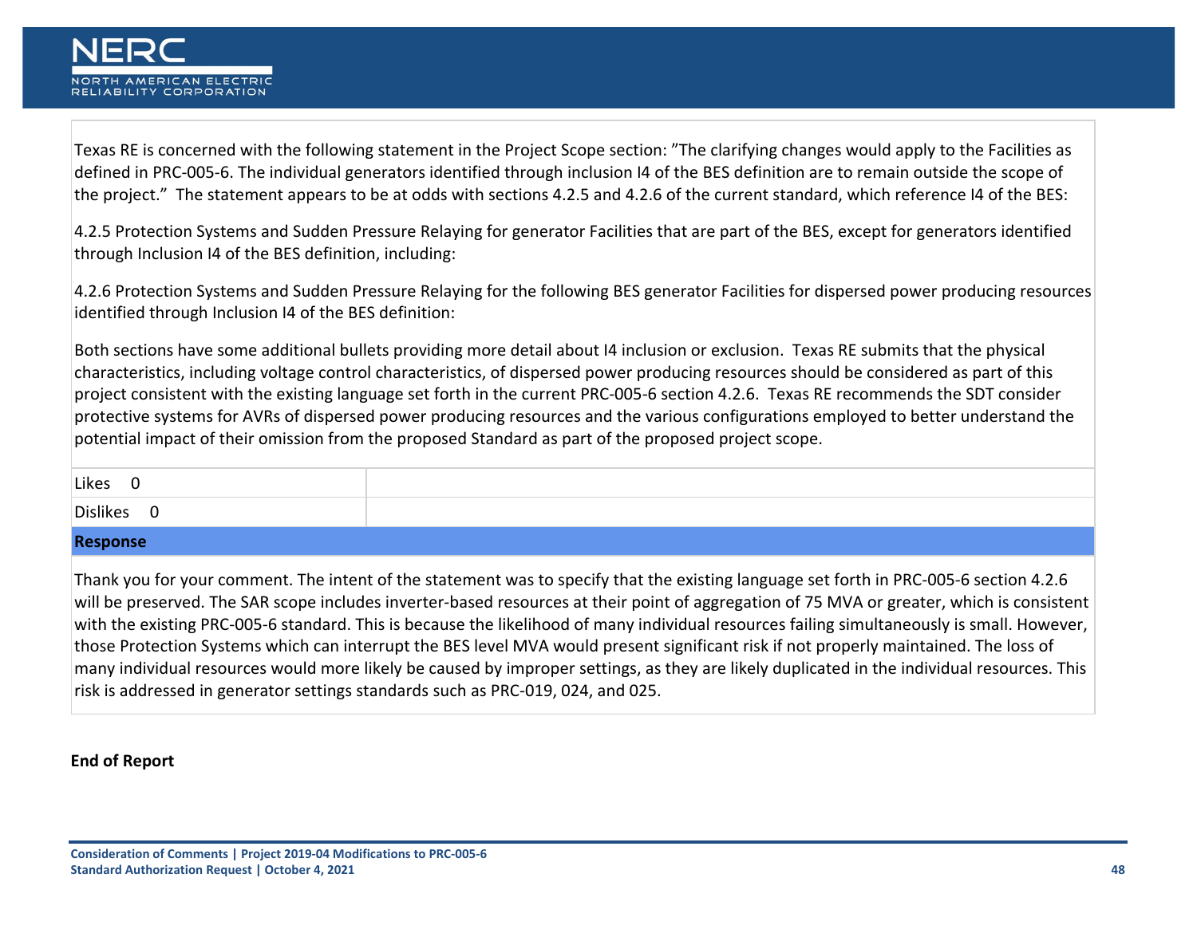Texas RE is concerned with the following statement in the Project Scope section: "The clarifying changes would apply to the Facilities as defined in PRC-005-6. The individual generators identified through inclusion I4 of the BES definition are to remain outside the scope of the project." The statement appears to be at odds with sections 4.2.5 and 4.2.6 of the current standard, which reference I4 of the BES:

4.2.5 Protection Systems and Sudden Pressure Relaying for generator Facilities that are part of the BES, except for generators identified through Inclusion I4 of the BES definition, including:

4.2.6 Protection Systems and Sudden Pressure Relaying for the following BES generator Facilities for dispersed power producing resources identified through Inclusion I4 of the BES definition:

Both sections have some additional bullets providing more detail about I4 inclusion or exclusion. Texas RE submits that the physical characteristics, including voltage control characteristics, of dispersed power producing resources should be considered as part of this project consistent with the existing language set forth in the current PRC-005-6 section 4.2.6. Texas RE recommends the SDT consider protective systems for AVRs of dispersed power producing resources and the various configurations employed to better understand the potential impact of their omission from the proposed Standard as part of the proposed project scope.

| | |
|---|---|
| Likes 0 | |
| Dislikes 0 | |

**Response**

Thank you for your comment. The intent of the statement was to specify that the existing language set forth in PRC-005-6 section 4.2.6 will be preserved. The SAR scope includes inverter-based resources at their point of aggregation of 75 MVA or greater, which is consistent with the existing PRC-005-6 standard. This is because the likelihood of many individual resources failing simultaneously is small. However, those Protection Systems which can interrupt the BES level MVA would present significant risk if not properly maintained. The loss of many individual resources would more likely be caused by improper settings, as they are likely duplicated in the individual resources. This risk is addressed in generator settings standards such as PRC-019, 024, and 025.

**End of Report**